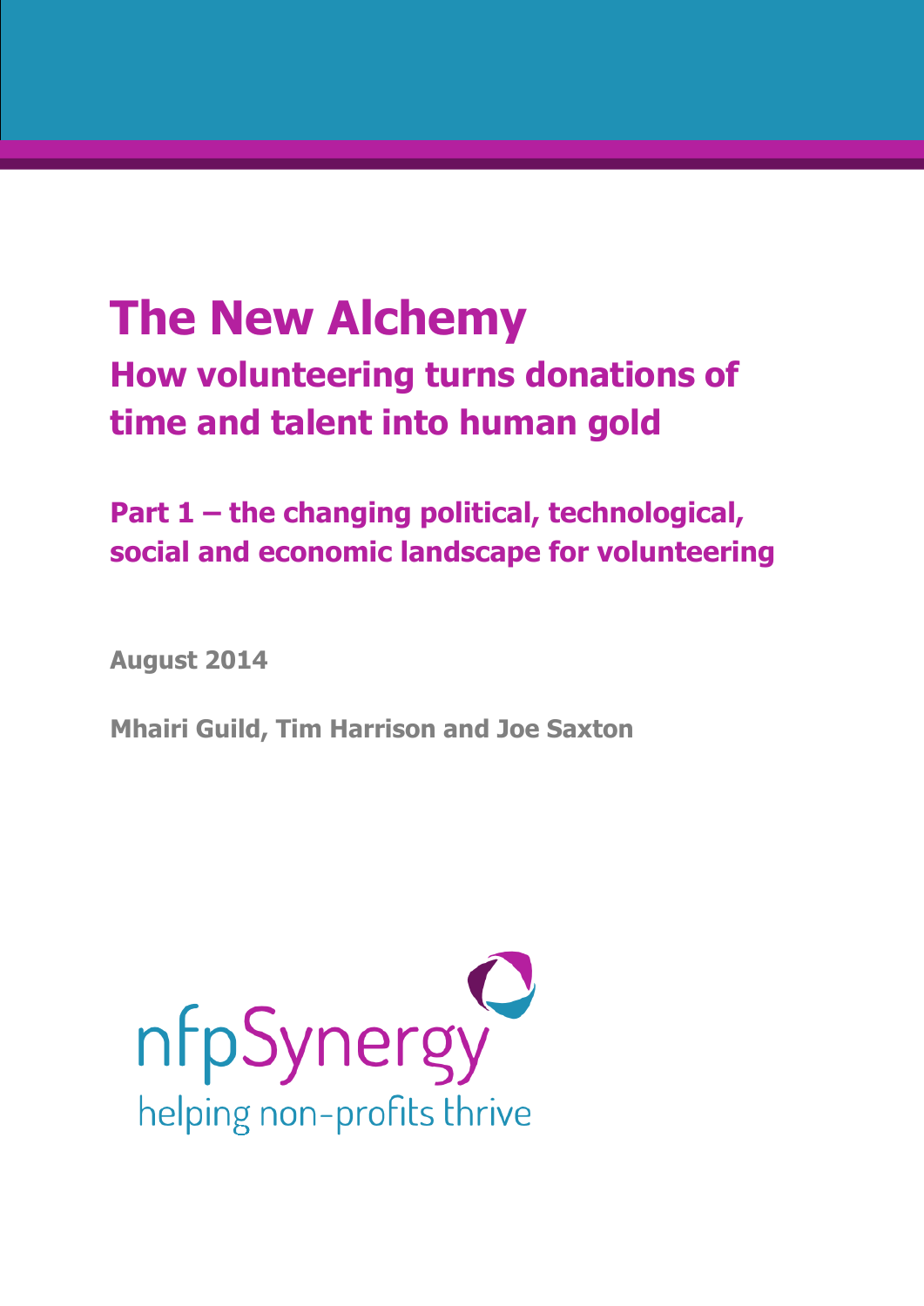# The New Alchemy

## How volunteering turns donations of time and talent into human gold

### Part 1 – the changing political, technological, social and economic landscape for volunteering

**August 2014**

**Mhairi Guild, Tim Harrison and Joe Saxton**

nfpSynergy

helping non-profits thrive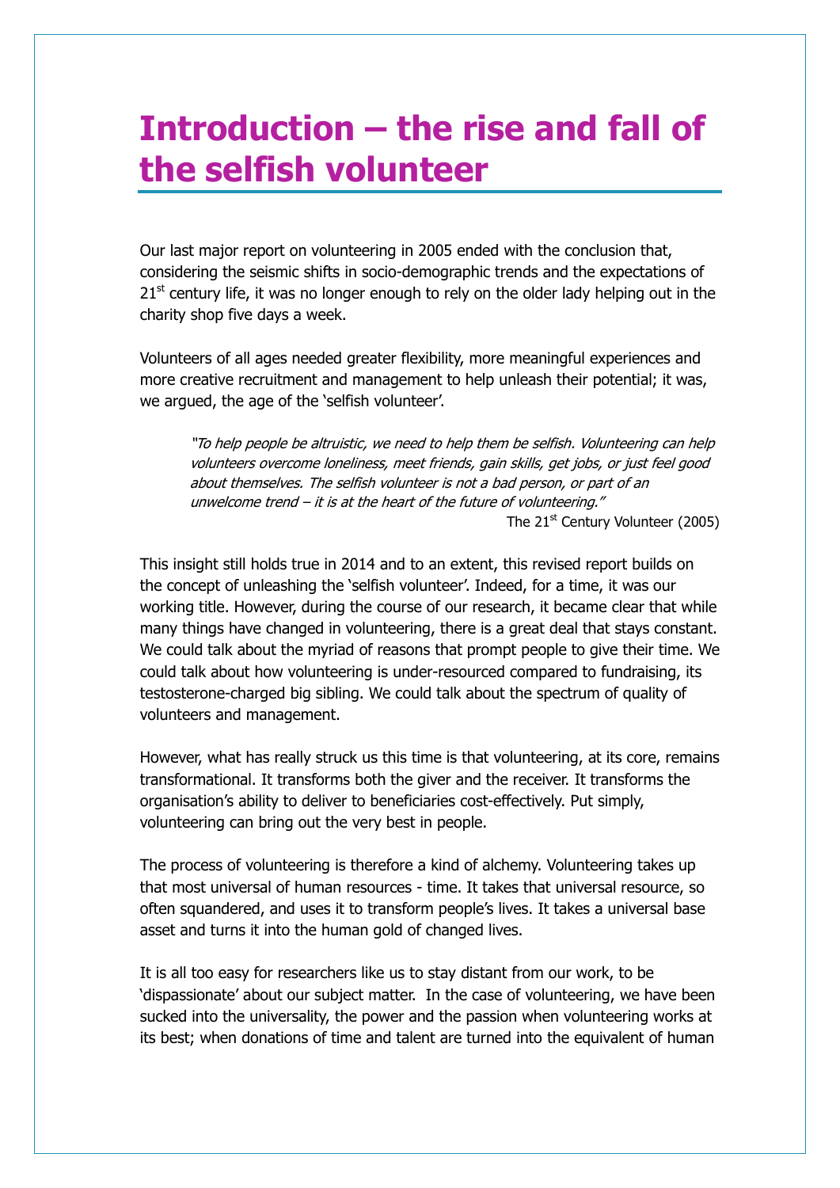# Introduction – the rise and fall of the selfish volunteer

Our last major report on volunteering in 2005 ended with the conclusion that, considering the seismic shifts in socio-demographic trends and the expectations of 21st century life, it was no longer enough to rely on the older lady helping out in the charity shop five days a week.

Volunteers of all ages needed greater flexibility, more meaningful experiences and more creative recruitment and management to help unleash their potential; it was, we argued, the age of the 'selfish volunteer'.

> *"To help people be altruistic, we need to help them be selfish. Volunteering can help volunteers overcome loneliness, meet friends, gain skills, get jobs, or just feel good about themselves. The selfish volunteer is not a bad person, or part of an unwelcome trend – it is at the heart of the future of volunteering."*
>
> The 21st Century Volunteer (2005)

This insight still holds true in 2014 and to an extent, this revised report builds on the concept of unleashing the 'selfish volunteer'. Indeed, for a time, it was our working title. However, during the course of our research, it became clear that while many things have changed in volunteering, there is a great deal that stays constant. We could talk about the myriad of reasons that prompt people to give their time. We could talk about how volunteering is under-resourced compared to fundraising, its testosterone-charged big sibling. We could talk about the spectrum of quality of volunteers and management.

However, what has really struck us this time is that volunteering, at its core, remains transformational. It transforms both the giver and the receiver. It transforms the organisation's ability to deliver to beneficiaries cost-effectively. Put simply, volunteering can bring out the very best in people.

The process of volunteering is therefore a kind of alchemy. Volunteering takes up that most universal of human resources - time. It takes that universal resource, so often squandered, and uses it to transform people's lives. It takes a universal base asset and turns it into the human gold of changed lives.

It is all too easy for researchers like us to stay distant from our work, to be 'dispassionate' about our subject matter. In the case of volunteering, we have been sucked into the universality, the power and the passion when volunteering works at its best; when donations of time and talent are turned into the equivalent of human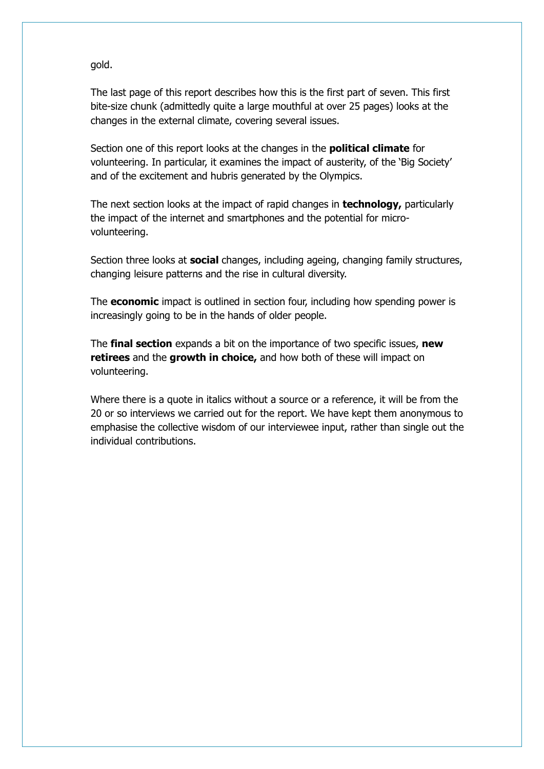gold.

The last page of this report describes how this is the first part of seven. This first bite-size chunk (admittedly quite a large mouthful at over 25 pages) looks at the changes in the external climate, covering several issues.

Section one of this report looks at the changes in the **political climate** for volunteering. In particular, it examines the impact of austerity, of the 'Big Society' and of the excitement and hubris generated by the Olympics.

The next section looks at the impact of rapid changes in **technology,** particularly the impact of the internet and smartphones and the potential for micro-volunteering.

Section three looks at **social** changes, including ageing, changing family structures, changing leisure patterns and the rise in cultural diversity.

The **economic** impact is outlined in section four, including how spending power is increasingly going to be in the hands of older people.

The **final section** expands a bit on the importance of two specific issues, **new retirees** and the **growth in choice,** and how both of these will impact on volunteering.

Where there is a quote in italics without a source or a reference, it will be from the 20 or so interviews we carried out for the report. We have kept them anonymous to emphasise the collective wisdom of our interviewee input, rather than single out the individual contributions.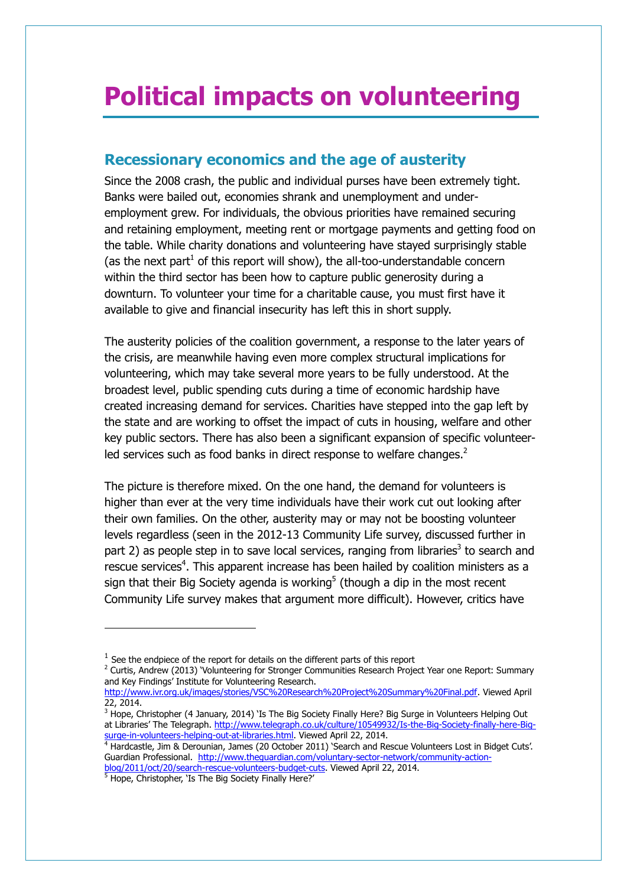# Political impacts on volunteering

## Recessionary economics and the age of austerity

Since the 2008 crash, the public and individual purses have been extremely tight. Banks were bailed out, economies shrank and unemployment and under-employment grew. For individuals, the obvious priorities have remained securing and retaining employment, meeting rent or mortgage payments and getting food on the table. While charity donations and volunteering have stayed surprisingly stable (as the next part[1] of this report will show), the all-too-understandable concern within the third sector has been how to capture public generosity during a downturn. To volunteer your time for a charitable cause, you must first have it available to give and financial insecurity has left this in short supply.

The austerity policies of the coalition government, a response to the later years of the crisis, are meanwhile having even more complex structural implications for volunteering, which may take several more years to be fully understood. At the broadest level, public spending cuts during a time of economic hardship have created increasing demand for services. Charities have stepped into the gap left by the state and are working to offset the impact of cuts in housing, welfare and other key public sectors. There has also been a significant expansion of specific volunteer-led services such as food banks in direct response to welfare changes.[2]

The picture is therefore mixed. On the one hand, the demand for volunteers is higher than ever at the very time individuals have their work cut out looking after their own families. On the other, austerity may or may not be boosting volunteer levels regardless (seen in the 2012-13 Community Life survey, discussed further in part 2) as people step in to save local services, ranging from libraries[3] to search and rescue services[4]. This apparent increase has been hailed by coalition ministers as a sign that their Big Society agenda is working[5] (though a dip in the most recent Community Life survey makes that argument more difficult). However, critics have

---

[1] See the endpiece of the report for details on the different parts of this report

[2] Curtis, Andrew (2013) 'Volunteering for Stronger Communities Research Project Year one Report: Summary and Key Findings' Institute for Volunteering Research. http://www.ivr.org.uk/images/stories/VSC%20Research%20Project%20Summary%20Final.pdf. Viewed April 22, 2014.

[3] Hope, Christopher (4 January, 2014) 'Is The Big Society Finally Here? Big Surge in Volunteers Helping Out at Libraries' The Telegraph. http://www.telegraph.co.uk/culture/10549932/Is-the-Big-Society-finally-here-Big-surge-in-volunteers-helping-out-at-libraries.html. Viewed April 22, 2014.

[4] Hardcastle, Jim & Derounian, James (20 October 2011) 'Search and Rescue Volunteers Lost in Bidget Cuts'. Guardian Professional. http://www.theguardian.com/voluntary-sector-network/community-action-blog/2011/oct/20/search-rescue-volunteers-budget-cuts. Viewed April 22, 2014.

[5] Hope, Christopher, 'Is The Big Society Finally Here?'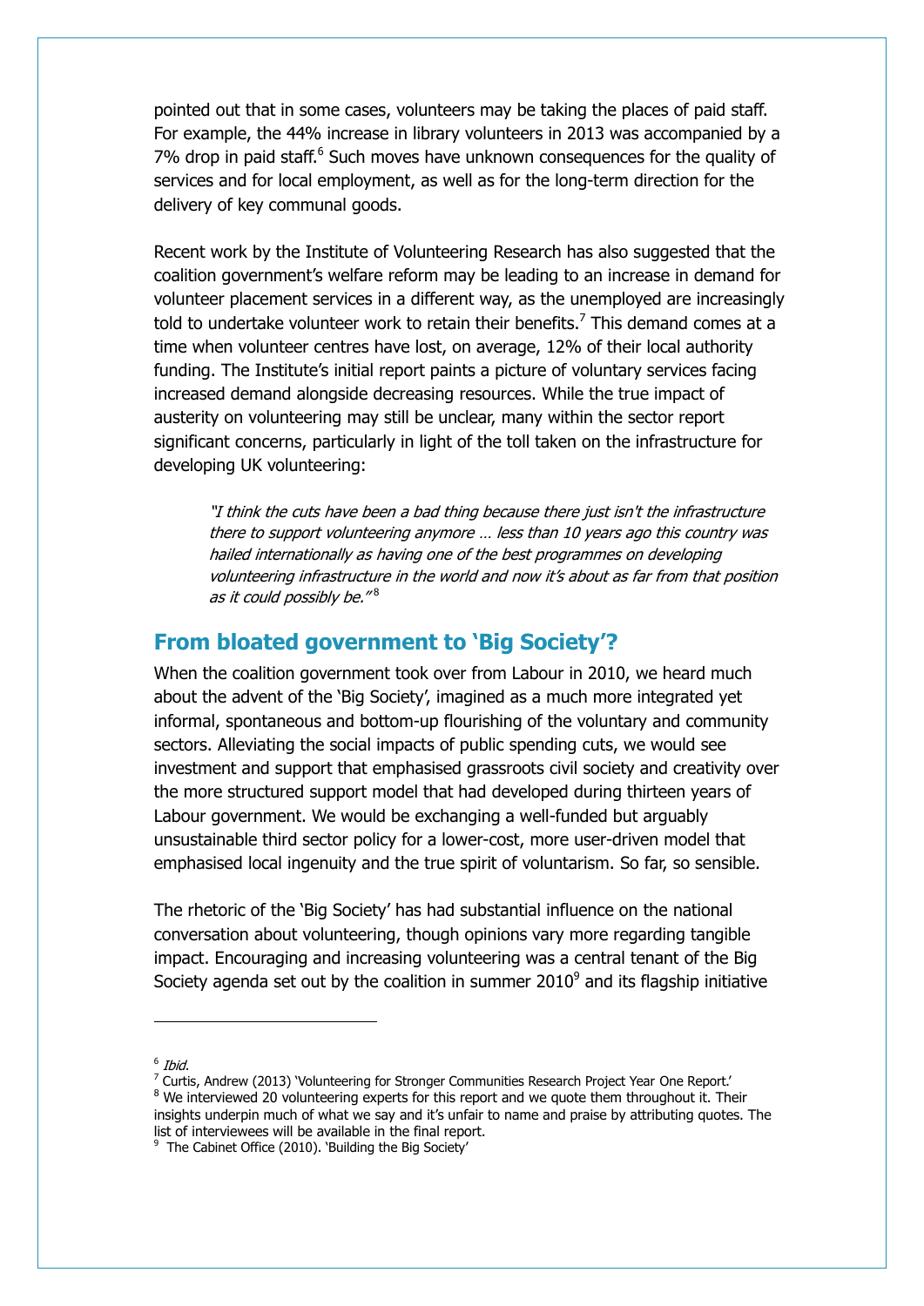pointed out that in some cases, volunteers may be taking the places of paid staff. For example, the 44% increase in library volunteers in 2013 was accompanied by a 7% drop in paid staff.[6] Such moves have unknown consequences for the quality of services and for local employment, as well as for the long-term direction for the delivery of key communal goods.

Recent work by the Institute of Volunteering Research has also suggested that the coalition government's welfare reform may be leading to an increase in demand for volunteer placement services in a different way, as the unemployed are increasingly told to undertake volunteer work to retain their benefits.[7] This demand comes at a time when volunteer centres have lost, on average, 12% of their local authority funding. The Institute's initial report paints a picture of voluntary services facing increased demand alongside decreasing resources. While the true impact of austerity on volunteering may still be unclear, many within the sector report significant concerns, particularly in light of the toll taken on the infrastructure for developing UK volunteering:

> *"I think the cuts have been a bad thing because there just isn't the infrastructure there to support volunteering anymore … less than 10 years ago this country was hailed internationally as having one of the best programmes on developing volunteering infrastructure in the world and now it's about as far from that position as it could possibly be."*[8]

## From bloated government to 'Big Society'?

When the coalition government took over from Labour in 2010, we heard much about the advent of the 'Big Society', imagined as a much more integrated yet informal, spontaneous and bottom-up flourishing of the voluntary and community sectors. Alleviating the social impacts of public spending cuts, we would see investment and support that emphasised grassroots civil society and creativity over the more structured support model that had developed during thirteen years of Labour government. We would be exchanging a well-funded but arguably unsustainable third sector policy for a lower-cost, more user-driven model that emphasised local ingenuity and the true spirit of voluntarism. So far, so sensible.

The rhetoric of the 'Big Society' has had substantial influence on the national conversation about volunteering, though opinions vary more regarding tangible impact. Encouraging and increasing volunteering was a central tenant of the Big Society agenda set out by the coalition in summer 2010[9] and its flagship initiative

---

[6] *Ibid*.

[7] Curtis, Andrew (2013) 'Volunteering for Stronger Communities Research Project Year One Report.'

[8] We interviewed 20 volunteering experts for this report and we quote them throughout it. Their insights underpin much of what we say and it's unfair to name and praise by attributing quotes. The list of interviewees will be available in the final report.

[9] The Cabinet Office (2010). 'Building the Big Society'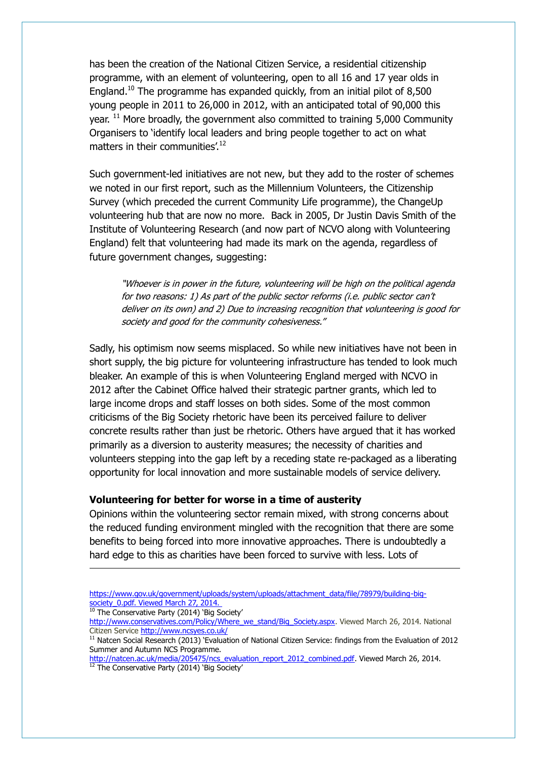has been the creation of the National Citizen Service, a residential citizenship programme, with an element of volunteering, open to all 16 and 17 year olds in England.[10] The programme has expanded quickly, from an initial pilot of 8,500 young people in 2011 to 26,000 in 2012, with an anticipated total of 90,000 this year. [11] More broadly, the government also committed to training 5,000 Community Organisers to 'identify local leaders and bring people together to act on what matters in their communities'.[12]

Such government-led initiatives are not new, but they add to the roster of schemes we noted in our first report, such as the Millennium Volunteers, the Citizenship Survey (which preceded the current Community Life programme), the ChangeUp volunteering hub that are now no more. Back in 2005, Dr Justin Davis Smith of the Institute of Volunteering Research (and now part of NCVO along with Volunteering England) felt that volunteering had made its mark on the agenda, regardless of future government changes, suggesting:

> *"Whoever is in power in the future, volunteering will be high on the political agenda for two reasons: 1) As part of the public sector reforms (i.e. public sector can't deliver on its own) and 2) Due to increasing recognition that volunteering is good for society and good for the community cohesiveness."*

Sadly, his optimism now seems misplaced. So while new initiatives have not been in short supply, the big picture for volunteering infrastructure has tended to look much bleaker. An example of this is when Volunteering England merged with NCVO in 2012 after the Cabinet Office halved their strategic partner grants, which led to large income drops and staff losses on both sides. Some of the most common criticisms of the Big Society rhetoric have been its perceived failure to deliver concrete results rather than just be rhetoric. Others have argued that it has worked primarily as a diversion to austerity measures; the necessity of charities and volunteers stepping into the gap left by a receding state re-packaged as a liberating opportunity for local innovation and more sustainable models of service delivery.

**Volunteering for better for worse in a time of austerity**

Opinions within the volunteering sector remain mixed, with strong concerns about the reduced funding environment mingled with the recognition that there are some benefits to being forced into more innovative approaches. There is undoubtedly a hard edge to this as charities have been forced to survive with less. Lots of

---

https://www.gov.uk/government/uploads/system/uploads/attachment_data/file/78979/building-big-society_0.pdf. Viewed March 27, 2014.

[10] The Conservative Party (2014) 'Big Society' http://www.conservatives.com/Policy/Where_we_stand/Big_Society.aspx. Viewed March 26, 2014. National Citizen Service http://www.ncsyes.co.uk/

[11] Natcen Social Research (2013) 'Evaluation of National Citizen Service: findings from the Evaluation of 2012 Summer and Autumn NCS Programme. http://natcen.ac.uk/media/205475/ncs_evaluation_report_2012_combined.pdf. Viewed March 26, 2014.

[12] The Conservative Party (2014) 'Big Society'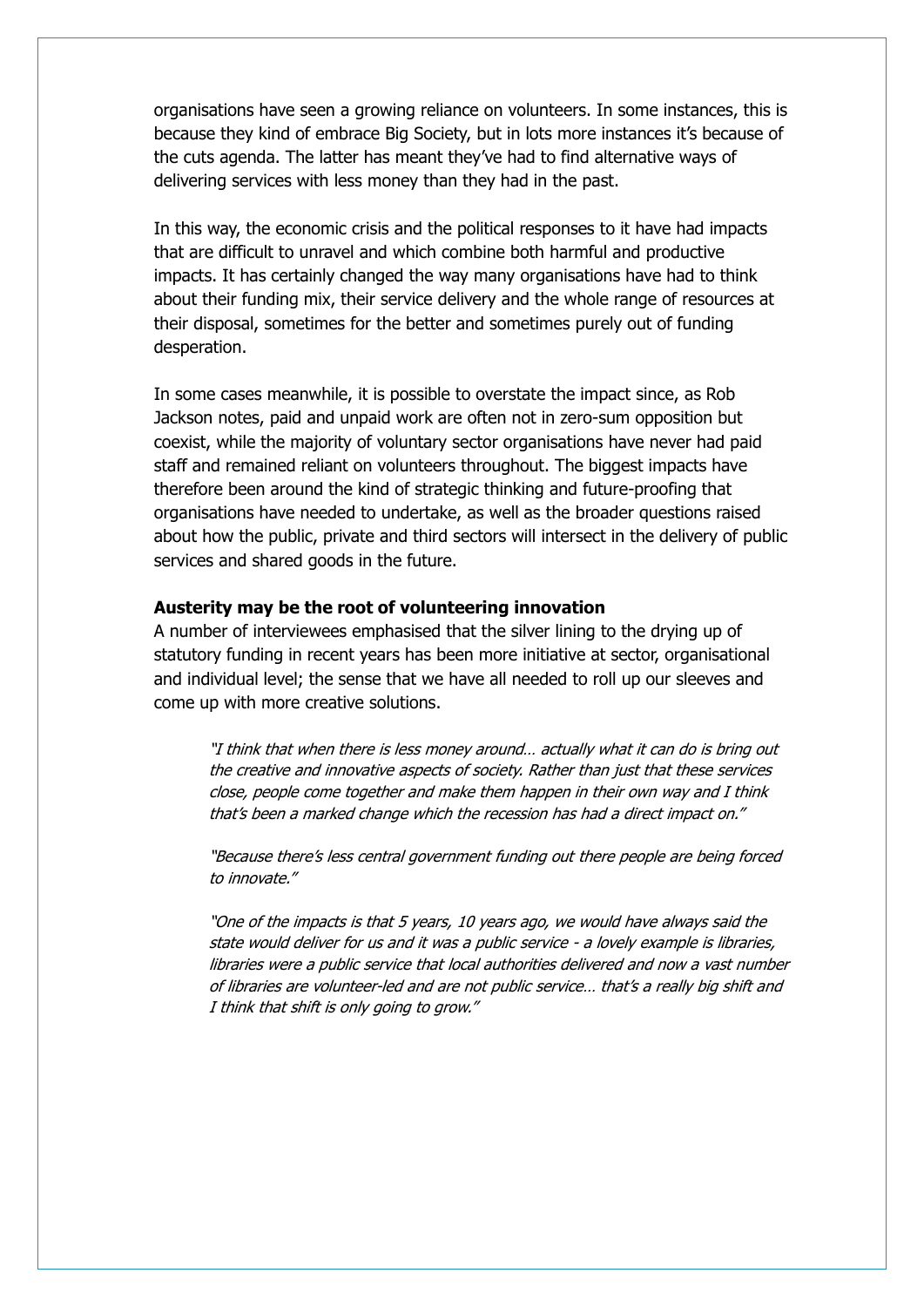organisations have seen a growing reliance on volunteers. In some instances, this is because they kind of embrace Big Society, but in lots more instances it's because of the cuts agenda. The latter has meant they've had to find alternative ways of delivering services with less money than they had in the past.

In this way, the economic crisis and the political responses to it have had impacts that are difficult to unravel and which combine both harmful and productive impacts. It has certainly changed the way many organisations have had to think about their funding mix, their service delivery and the whole range of resources at their disposal, sometimes for the better and sometimes purely out of funding desperation.

In some cases meanwhile, it is possible to overstate the impact since, as Rob Jackson notes, paid and unpaid work are often not in zero-sum opposition but coexist, while the majority of voluntary sector organisations have never had paid staff and remained reliant on volunteers throughout. The biggest impacts have therefore been around the kind of strategic thinking and future-proofing that organisations have needed to undertake, as well as the broader questions raised about how the public, private and third sectors will intersect in the delivery of public services and shared goods in the future.

**Austerity may be the root of volunteering innovation**

A number of interviewees emphasised that the silver lining to the drying up of statutory funding in recent years has been more initiative at sector, organisational and individual level; the sense that we have all needed to roll up our sleeves and come up with more creative solutions.

> *"I think that when there is less money around… actually what it can do is bring out the creative and innovative aspects of society. Rather than just that these services close, people come together and make them happen in their own way and I think that's been a marked change which the recession has had a direct impact on."*

> *"Because there's less central government funding out there people are being forced to innovate."*

> *"One of the impacts is that 5 years, 10 years ago, we would have always said the state would deliver for us and it was a public service - a lovely example is libraries, libraries were a public service that local authorities delivered and now a vast number of libraries are volunteer-led and are not public service… that's a really big shift and I think that shift is only going to grow."*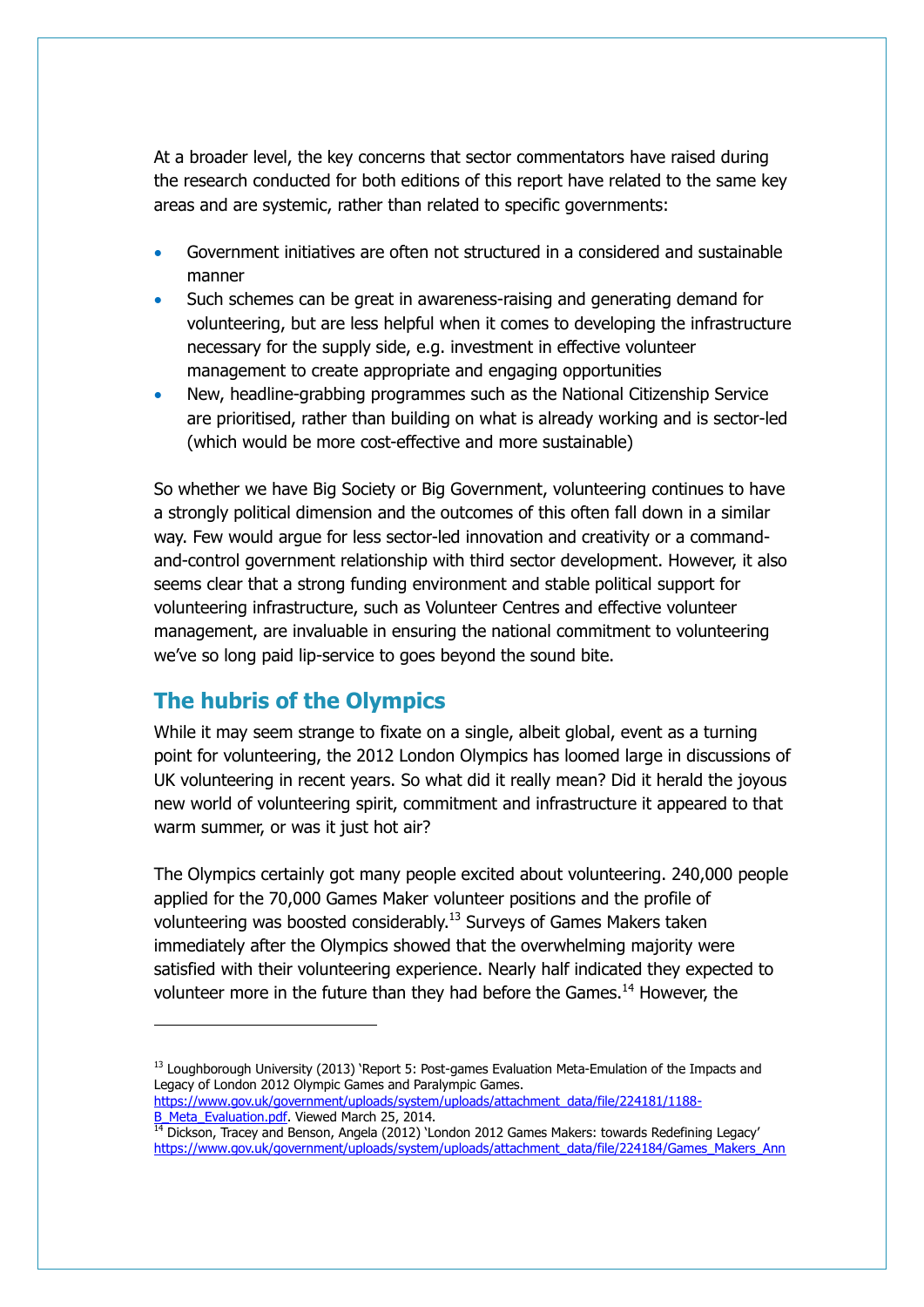At a broader level, the key concerns that sector commentators have raised during the research conducted for both editions of this report have related to the same key areas and are systemic, rather than related to specific governments:

- Government initiatives are often not structured in a considered and sustainable manner
- Such schemes can be great in awareness-raising and generating demand for volunteering, but are less helpful when it comes to developing the infrastructure necessary for the supply side, e.g. investment in effective volunteer management to create appropriate and engaging opportunities
- New, headline-grabbing programmes such as the National Citizenship Service are prioritised, rather than building on what is already working and is sector-led (which would be more cost-effective and more sustainable)

So whether we have Big Society or Big Government, volunteering continues to have a strongly political dimension and the outcomes of this often fall down in a similar way. Few would argue for less sector-led innovation and creativity or a command-and-control government relationship with third sector development. However, it also seems clear that a strong funding environment and stable political support for volunteering infrastructure, such as Volunteer Centres and effective volunteer management, are invaluable in ensuring the national commitment to volunteering we've so long paid lip-service to goes beyond the sound bite.

## The hubris of the Olympics

While it may seem strange to fixate on a single, albeit global, event as a turning point for volunteering, the 2012 London Olympics has loomed large in discussions of UK volunteering in recent years. So what did it really mean? Did it herald the joyous new world of volunteering spirit, commitment and infrastructure it appeared to that warm summer, or was it just hot air?

The Olympics certainly got many people excited about volunteering. 240,000 people applied for the 70,000 Games Maker volunteer positions and the profile of volunteering was boosted considerably.[13] Surveys of Games Makers taken immediately after the Olympics showed that the overwhelming majority were satisfied with their volunteering experience. Nearly half indicated they expected to volunteer more in the future than they had before the Games.[14] However, the

---

[13] Loughborough University (2013) 'Report 5: Post-games Evaluation Meta-Emulation of the Impacts and Legacy of London 2012 Olympic Games and Paralympic Games. https://www.gov.uk/government/uploads/system/uploads/attachment_data/file/224181/1188-B_Meta_Evaluation.pdf. Viewed March 25, 2014.

[14] Dickson, Tracey and Benson, Angela (2012) 'London 2012 Games Makers: towards Redefining Legacy' https://www.gov.uk/government/uploads/system/uploads/attachment_data/file/224184/Games_Makers_Ann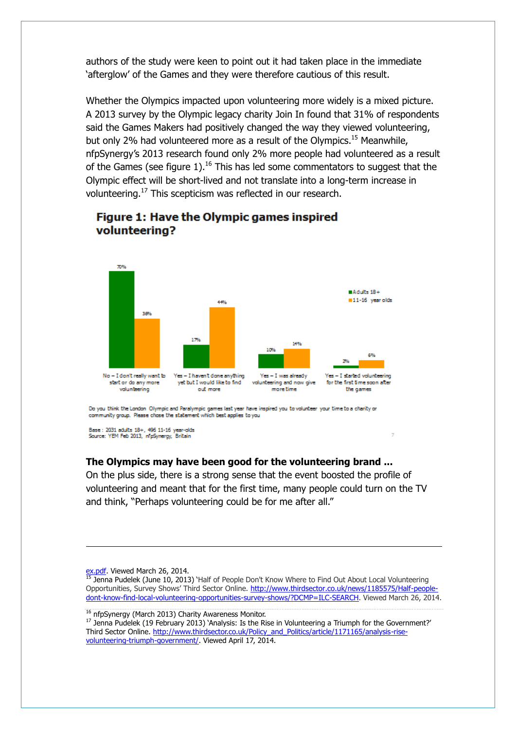authors of the study were keen to point out it had taken place in the immediate 'afterglow' of the Games and they were therefore cautious of this result.

Whether the Olympics impacted upon volunteering more widely is a mixed picture. A 2013 survey by the Olympic legacy charity Join In found that 31% of respondents said the Games Makers had positively changed the way they viewed volunteering, but only 2% had volunteered more as a result of the Olympics.[15] Meanwhile, nfpSynergy's 2013 research found only 2% more people had volunteered as a result of the Games (see figure 1).[16] This has led some commentators to suggest that the Olympic effect will be short-lived and not translate into a long-term increase in volunteering.[17] This scepticism was reflected in our research.

**Figure 1: Have the Olympic games inspired volunteering?**

| | Adults 18+ | 11-16 year olds |
|---|---|---|
| No – I don't really want to start or do any more volunteering | 70% | 36% |
| Yes – I haven't done anything yet but I would like to find out more | 17% | 44% |
| Yes – I was already volunteering and now give more time | 10% | 14% |
| Yes – I started volunteering for the first time soon after the games | 2% | 6% |

Do you think the London Olympic and Paralympic games last year have inspired you to volunteer your time to a charity or community group. Please chose the statement which best applies to you

Base : 2031 adults 18+, 496 11-16 year-olds
Source: YEM Feb 2013, nfpSynergy, Britain

**The Olympics may have been good for the volunteering brand ...**
On the plus side, there is a strong sense that the event boosted the profile of volunteering and meant that for the first time, many people could turn on the TV and think, "Perhaps volunteering could be for me after all."

---

ex.pdf. Viewed March 26, 2014.

[15] Jenna Pudelek (June 10, 2013) 'Half of People Don't Know Where to Find Out About Local Volunteering Opportunities, Survey Shows' Third Sector Online. http://www.thirdsector.co.uk/news/1185575/Half-people-dont-know-find-local-volunteering-opportunities-survey-shows/?DCMP=ILC-SEARCH. Viewed March 26, 2014.

[16] nfpSynergy (March 2013) Charity Awareness Monitor.

[17] Jenna Pudelek (19 February 2013) 'Analysis: Is the Rise in Volunteering a Triumph for the Government?' Third Sector Online. http://www.thirdsector.co.uk/Policy_and_Politics/article/1171165/analysis-rise-volunteering-triumph-government/. Viewed April 17, 2014.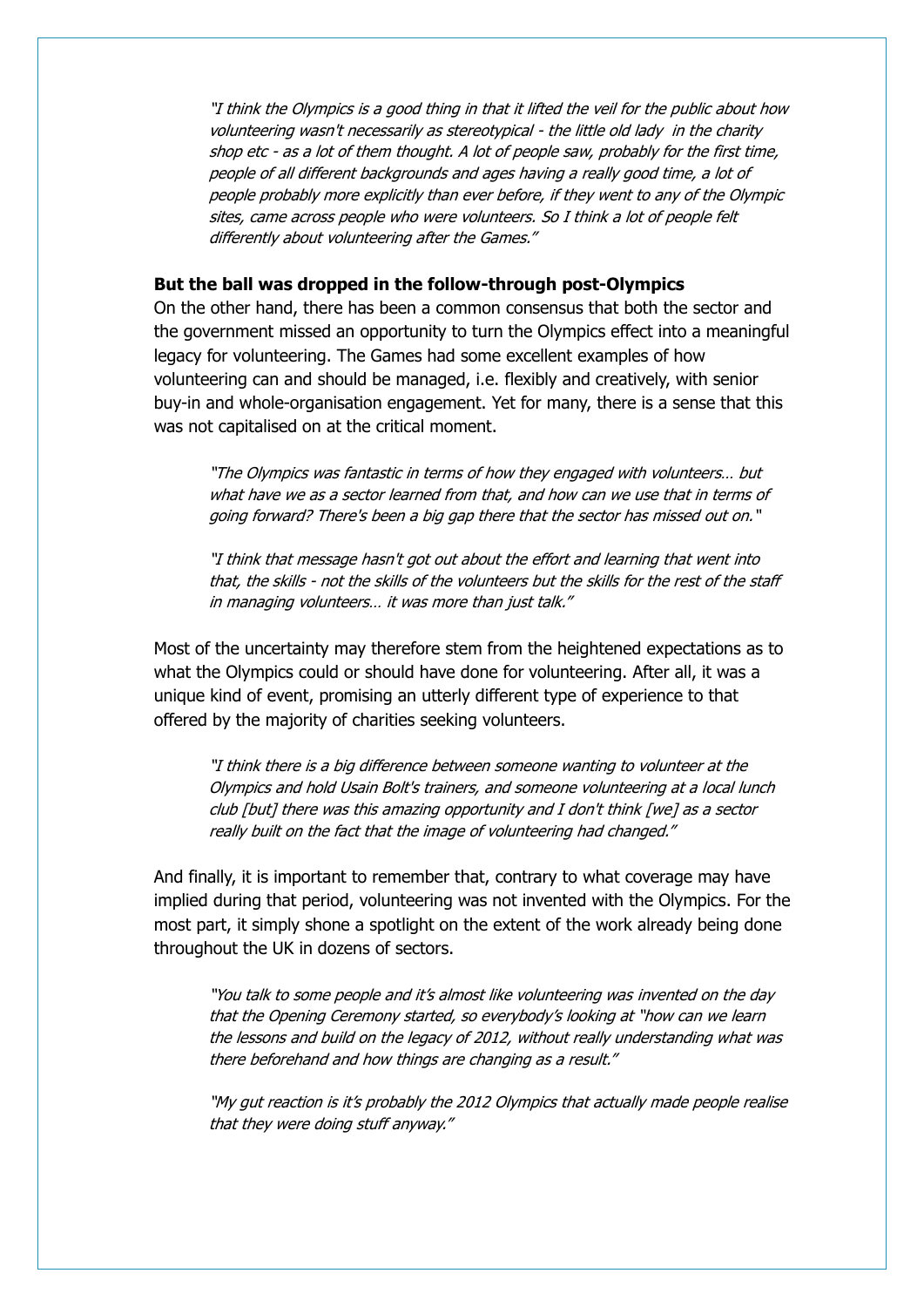> *"I think the Olympics is a good thing in that it lifted the veil for the public about how volunteering wasn't necessarily as stereotypical - the little old lady in the charity shop etc - as a lot of them thought. A lot of people saw, probably for the first time, people of all different backgrounds and ages having a really good time, a lot of people probably more explicitly than ever before, if they went to any of the Olympic sites, came across people who were volunteers. So I think a lot of people felt differently about volunteering after the Games."*

**But the ball was dropped in the follow-through post-Olympics**

On the other hand, there has been a common consensus that both the sector and the government missed an opportunity to turn the Olympics effect into a meaningful legacy for volunteering. The Games had some excellent examples of how volunteering can and should be managed, i.e. flexibly and creatively, with senior buy-in and whole-organisation engagement. Yet for many, there is a sense that this was not capitalised on at the critical moment.

> *"The Olympics was fantastic in terms of how they engaged with volunteers… but what have we as a sector learned from that, and how can we use that in terms of going forward? There's been a big gap there that the sector has missed out on."*

> *"I think that message hasn't got out about the effort and learning that went into that, the skills - not the skills of the volunteers but the skills for the rest of the staff in managing volunteers… it was more than just talk."*

Most of the uncertainty may therefore stem from the heightened expectations as to what the Olympics could or should have done for volunteering. After all, it was a unique kind of event, promising an utterly different type of experience to that offered by the majority of charities seeking volunteers.

> *"I think there is a big difference between someone wanting to volunteer at the Olympics and hold Usain Bolt's trainers, and someone volunteering at a local lunch club [but] there was this amazing opportunity and I don't think [we] as a sector really built on the fact that the image of volunteering had changed."*

And finally, it is important to remember that, contrary to what coverage may have implied during that period, volunteering was not invented with the Olympics. For the most part, it simply shone a spotlight on the extent of the work already being done throughout the UK in dozens of sectors.

> *"You talk to some people and it's almost like volunteering was invented on the day that the Opening Ceremony started, so everybody's looking at "how can we learn the lessons and build on the legacy of 2012, without really understanding what was there beforehand and how things are changing as a result."*

> *"My gut reaction is it's probably the 2012 Olympics that actually made people realise that they were doing stuff anyway."*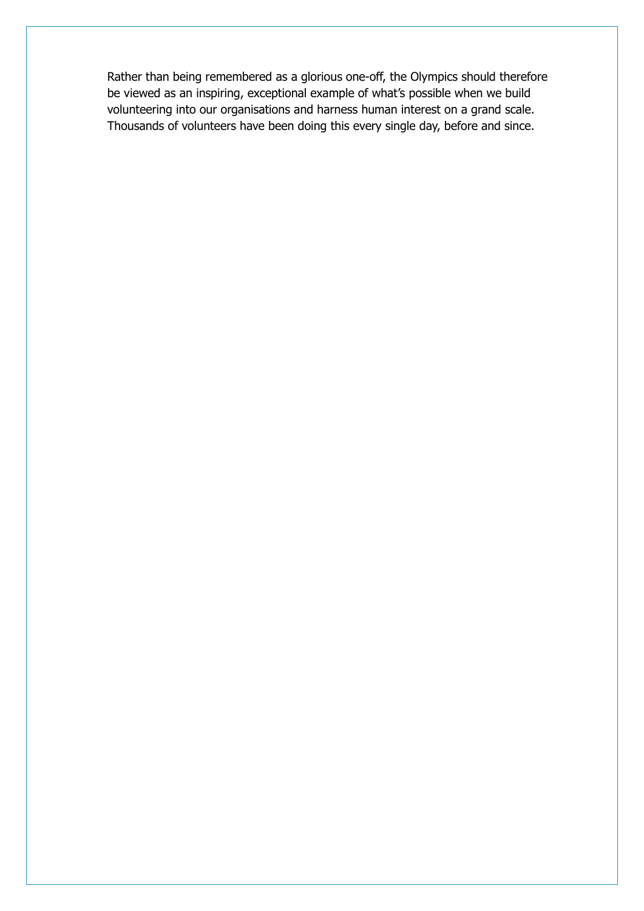Rather than being remembered as a glorious one-off, the Olympics should therefore be viewed as an inspiring, exceptional example of what's possible when we build volunteering into our organisations and harness human interest on a grand scale. Thousands of volunteers have been doing this every single day, before and since.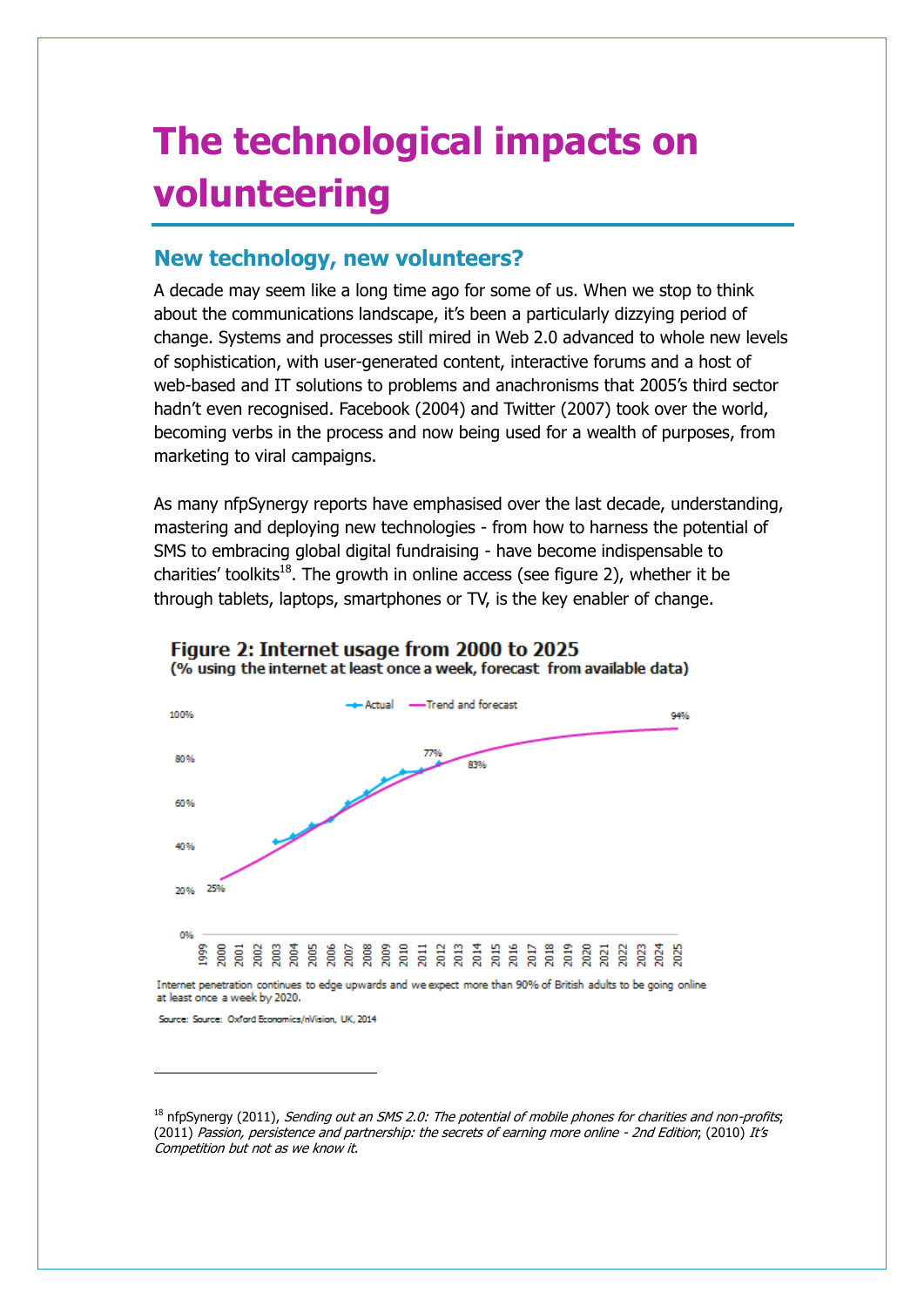# The technological impacts on volunteering

## New technology, new volunteers?

A decade may seem like a long time ago for some of us. When we stop to think about the communications landscape, it's been a particularly dizzying period of change. Systems and processes still mired in Web 2.0 advanced to whole new levels of sophistication, with user-generated content, interactive forums and a host of web-based and IT solutions to problems and anachronisms that 2005's third sector hadn't even recognised. Facebook (2004) and Twitter (2007) took over the world, becoming verbs in the process and now being used for a wealth of purposes, from marketing to viral campaigns.

As many nfpSynergy reports have emphasised over the last decade, understanding, mastering and deploying new technologies - from how to harness the potential of SMS to embracing global digital fundraising - have become indispensable to charities' toolkits[18]. The growth in online access (see figure 2), whether it be through tablets, laptops, smartphones or TV, is the key enabler of change.

**Figure 2: Internet usage from 2000 to 2025**
**(% using the internet at least once a week, forecast from available data)**

Internet penetration continues to edge upwards and we expect more than 90% of British adults to be going online at least once a week by 2020.

Source: Source: Oxford Economics/nVision, UK, 2014

---

[18] nfpSynergy (2011), *Sending out an SMS 2.0: The potential of mobile phones for charities and non-profits*; (2011) *Passion, persistence and partnership: the secrets of earning more online - 2nd Edition*; (2010) *It's Competition but not as we know it.*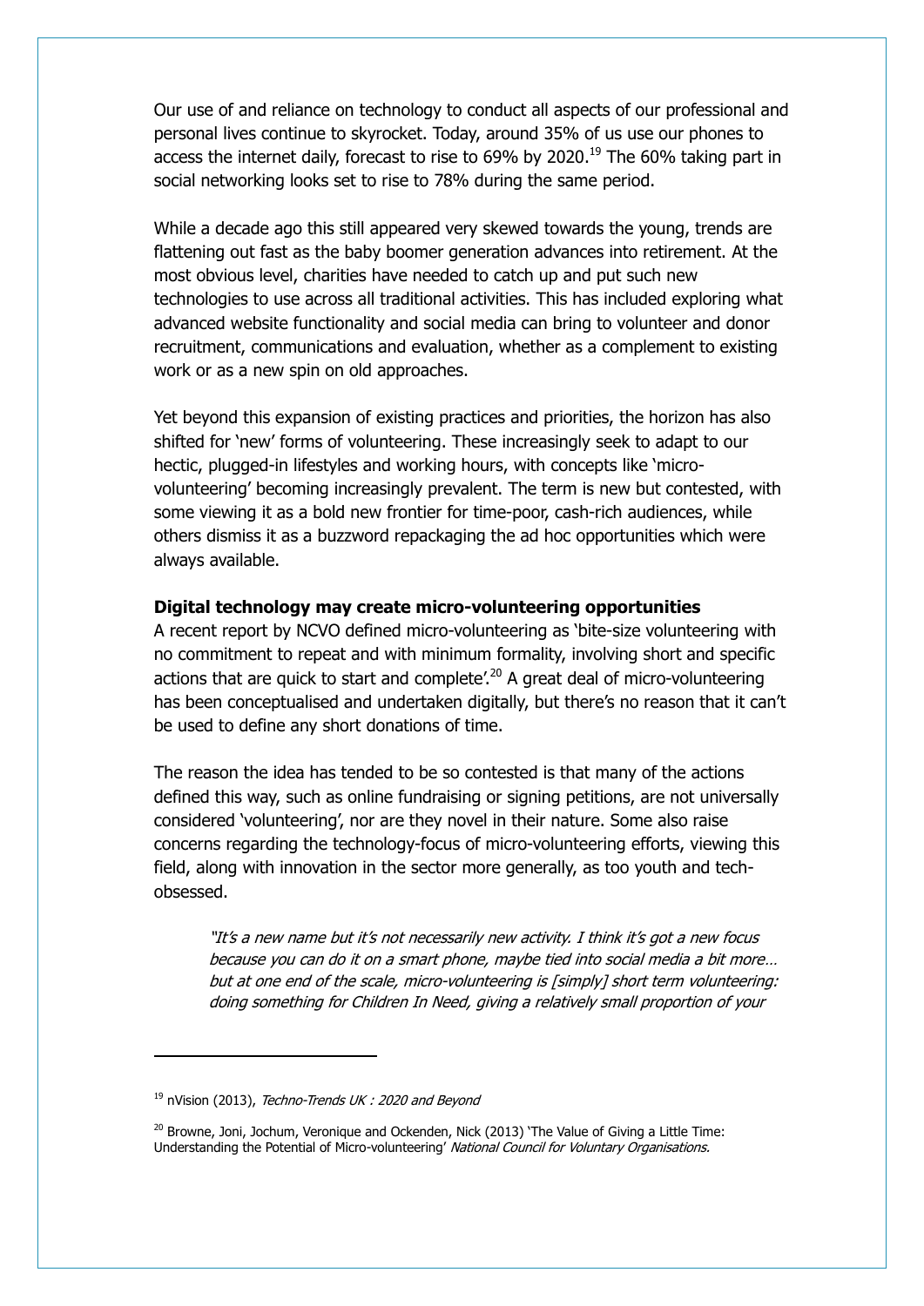Our use of and reliance on technology to conduct all aspects of our professional and personal lives continue to skyrocket. Today, around 35% of us use our phones to access the internet daily, forecast to rise to 69% by 2020.[19] The 60% taking part in social networking looks set to rise to 78% during the same period.

While a decade ago this still appeared very skewed towards the young, trends are flattening out fast as the baby boomer generation advances into retirement. At the most obvious level, charities have needed to catch up and put such new technologies to use across all traditional activities. This has included exploring what advanced website functionality and social media can bring to volunteer and donor recruitment, communications and evaluation, whether as a complement to existing work or as a new spin on old approaches.

Yet beyond this expansion of existing practices and priorities, the horizon has also shifted for 'new' forms of volunteering. These increasingly seek to adapt to our hectic, plugged-in lifestyles and working hours, with concepts like 'micro-volunteering' becoming increasingly prevalent. The term is new but contested, with some viewing it as a bold new frontier for time-poor, cash-rich audiences, while others dismiss it as a buzzword repackaging the ad hoc opportunities which were always available.

**Digital technology may create micro-volunteering opportunities**

A recent report by NCVO defined micro-volunteering as 'bite-size volunteering with no commitment to repeat and with minimum formality, involving short and specific actions that are quick to start and complete'.[20] A great deal of micro-volunteering has been conceptualised and undertaken digitally, but there's no reason that it can't be used to define any short donations of time.

The reason the idea has tended to be so contested is that many of the actions defined this way, such as online fundraising or signing petitions, are not universally considered 'volunteering', nor are they novel in their nature. Some also raise concerns regarding the technology-focus of micro-volunteering efforts, viewing this field, along with innovation in the sector more generally, as too youth and tech-obsessed.

> *"It's a new name but it's not necessarily new activity. I think it's got a new focus because you can do it on a smart phone, maybe tied into social media a bit more… but at one end of the scale, micro-volunteering is [simply] short term volunteering: doing something for Children In Need, giving a relatively small proportion of your*

---

[19] nVision (2013), *Techno-Trends UK : 2020 and Beyond*

[20] Browne, Joni, Jochum, Veronique and Ockenden, Nick (2013) 'The Value of Giving a Little Time: Understanding the Potential of Micro-volunteering' *National Council for Voluntary Organisations.*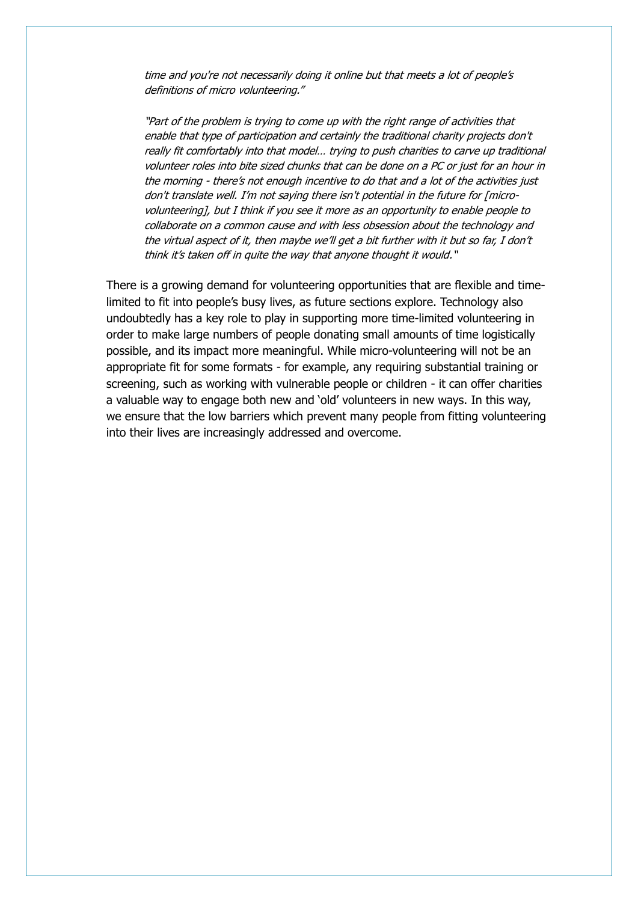> *time and you're not necessarily doing it online but that meets a lot of people's definitions of micro volunteering."*
>
> *"Part of the problem is trying to come up with the right range of activities that enable that type of participation and certainly the traditional charity projects don't really fit comfortably into that model… trying to push charities to carve up traditional volunteer roles into bite sized chunks that can be done on a PC or just for an hour in the morning - there's not enough incentive to do that and a lot of the activities just don't translate well. I'm not saying there isn't potential in the future for [micro-volunteering], but I think if you see it more as an opportunity to enable people to collaborate on a common cause and with less obsession about the technology and the virtual aspect of it, then maybe we'll get a bit further with it but so far, I don't think it's taken off in quite the way that anyone thought it would."*

There is a growing demand for volunteering opportunities that are flexible and time-limited to fit into people's busy lives, as future sections explore. Technology also undoubtedly has a key role to play in supporting more time-limited volunteering in order to make large numbers of people donating small amounts of time logistically possible, and its impact more meaningful. While micro-volunteering will not be an appropriate fit for some formats - for example, any requiring substantial training or screening, such as working with vulnerable people or children - it can offer charities a valuable way to engage both new and 'old' volunteers in new ways. In this way, we ensure that the low barriers which prevent many people from fitting volunteering into their lives are increasingly addressed and overcome.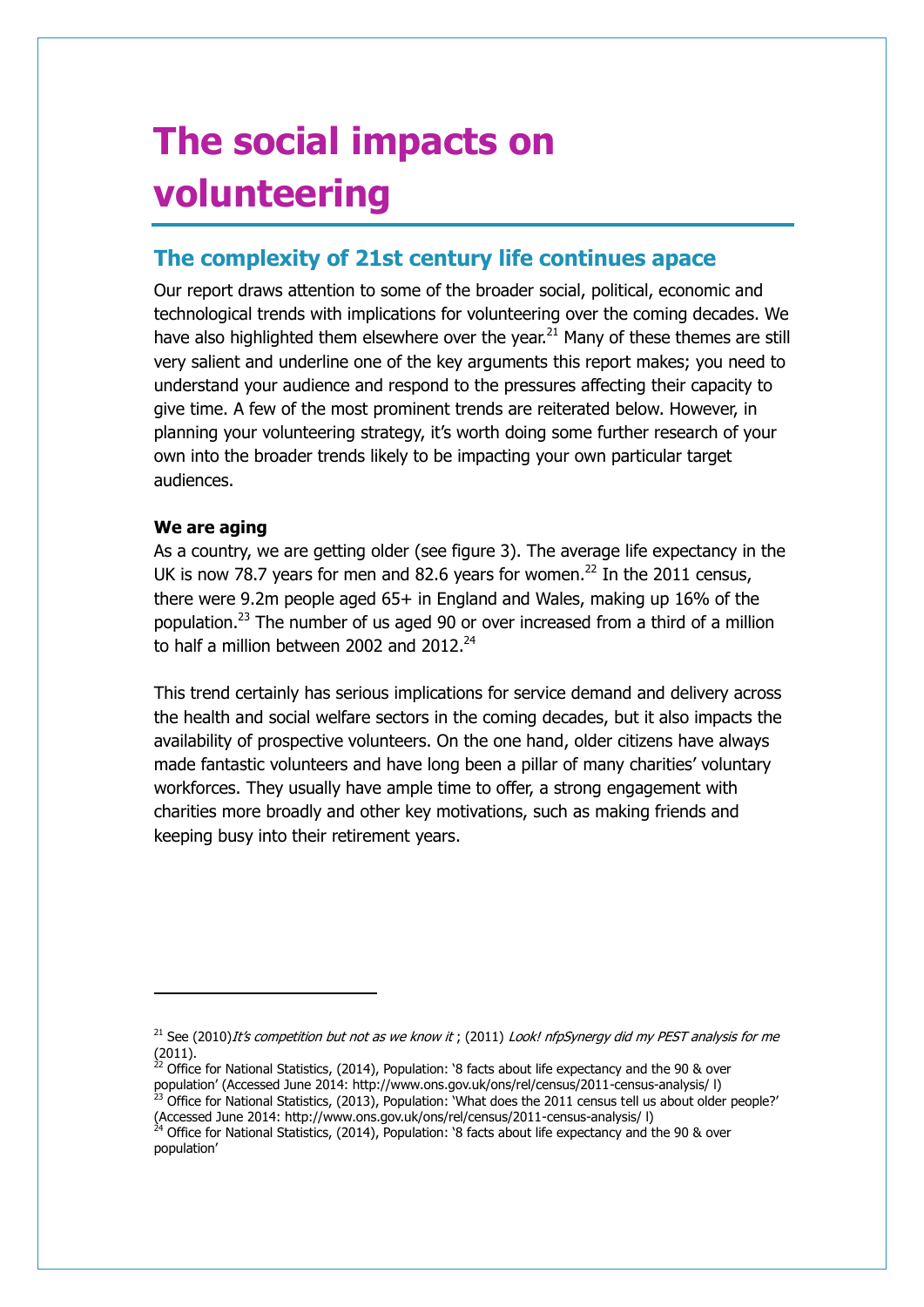# The social impacts on volunteering

## The complexity of 21st century life continues apace

Our report draws attention to some of the broader social, political, economic and technological trends with implications for volunteering over the coming decades. We have also highlighted them elsewhere over the year.[21] Many of these themes are still very salient and underline one of the key arguments this report makes; you need to understand your audience and respond to the pressures affecting their capacity to give time. A few of the most prominent trends are reiterated below. However, in planning your volunteering strategy, it's worth doing some further research of your own into the broader trends likely to be impacting your own particular target audiences.

**We are aging**

As a country, we are getting older (see figure 3). The average life expectancy in the UK is now 78.7 years for men and 82.6 years for women.[22] In the 2011 census, there were 9.2m people aged 65+ in England and Wales, making up 16% of the population.[23] The number of us aged 90 or over increased from a third of a million to half a million between 2002 and 2012.[24]

This trend certainly has serious implications for service demand and delivery across the health and social welfare sectors in the coming decades, but it also impacts the availability of prospective volunteers. On the one hand, older citizens have always made fantastic volunteers and have long been a pillar of many charities' voluntary workforces. They usually have ample time to offer, a strong engagement with charities more broadly and other key motivations, such as making friends and keeping busy into their retirement years.

---

[21] See (2010) *It's competition but not as we know it* ; (2011) *Look! nfpSynergy did my PEST analysis for me* (2011).

[22] Office for National Statistics, (2014), Population: '8 facts about life expectancy and the 90 & over population' (Accessed June 2014: http://www.ons.gov.uk/ons/rel/census/2011-census-analysis/ l)

[23] Office for National Statistics, (2013), Population: 'What does the 2011 census tell us about older people?' (Accessed June 2014: http://www.ons.gov.uk/ons/rel/census/2011-census-analysis/ l)

[24] Office for National Statistics, (2014), Population: '8 facts about life expectancy and the 90 & over population'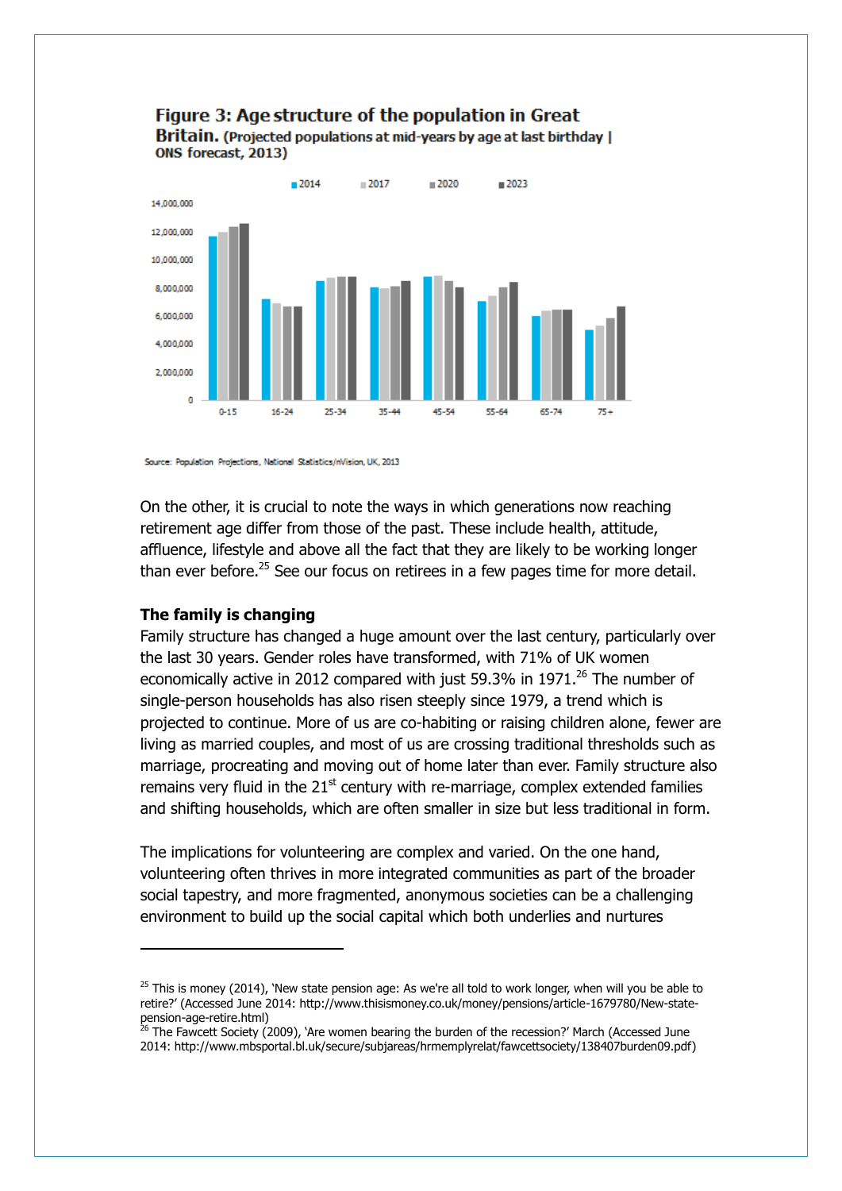**Figure 3: Age structure of the population in Great Britain.** (Projected populations at mid-years by age at last birthday | ONS forecast, 2013)

Source: Population Projections, National Statistics/nVision, UK, 2013

On the other, it is crucial to note the ways in which generations now reaching retirement age differ from those of the past. These include health, attitude, affluence, lifestyle and above all the fact that they are likely to be working longer than ever before.[25] See our focus on retirees in a few pages time for more detail.

**The family is changing**

Family structure has changed a huge amount over the last century, particularly over the last 30 years. Gender roles have transformed, with 71% of UK women economically active in 2012 compared with just 59.3% in 1971.[26] The number of single-person households has also risen steeply since 1979, a trend which is projected to continue. More of us are co-habiting or raising children alone, fewer are living as married couples, and most of us are crossing traditional thresholds such as marriage, procreating and moving out of home later than ever. Family structure also remains very fluid in the 21st century with re-marriage, complex extended families and shifting households, which are often smaller in size but less traditional in form.

The implications for volunteering are complex and varied. On the one hand, volunteering often thrives in more integrated communities as part of the broader social tapestry, and more fragmented, anonymous societies can be a challenging environment to build up the social capital which both underlies and nurtures

---

[25] This is money (2014), 'New state pension age: As we're all told to work longer, when will you be able to retire?' (Accessed June 2014: http://www.thisismoney.co.uk/money/pensions/article-1679780/New-state-pension-age-retire.html)

[26] The Fawcett Society (2009), 'Are women bearing the burden of the recession?' March (Accessed June 2014: http://www.mbsportal.bl.uk/secure/subjareas/hrmemplyrelat/fawcettsociety/138407burden09.pdf)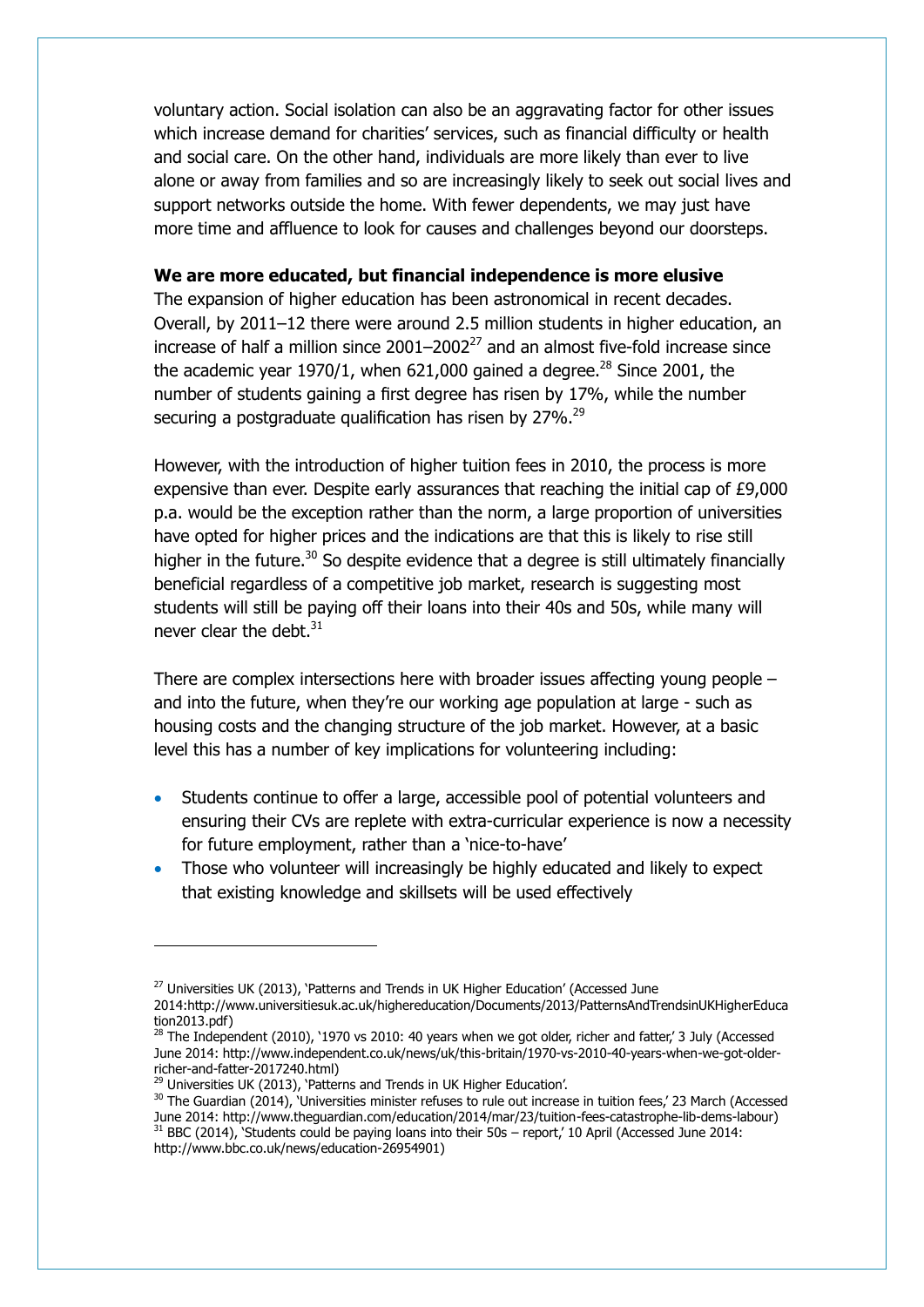voluntary action. Social isolation can also be an aggravating factor for other issues which increase demand for charities' services, such as financial difficulty or health and social care. On the other hand, individuals are more likely than ever to live alone or away from families and so are increasingly likely to seek out social lives and support networks outside the home. With fewer dependents, we may just have more time and affluence to look for causes and challenges beyond our doorsteps.

**We are more educated, but financial independence is more elusive**

The expansion of higher education has been astronomical in recent decades. Overall, by 2011–12 there were around 2.5 million students in higher education, an increase of half a million since 2001–2002[27] and an almost five-fold increase since the academic year 1970/1, when 621,000 gained a degree.[28] Since 2001, the number of students gaining a first degree has risen by 17%, while the number securing a postgraduate qualification has risen by 27%.[29]

However, with the introduction of higher tuition fees in 2010, the process is more expensive than ever. Despite early assurances that reaching the initial cap of £9,000 p.a. would be the exception rather than the norm, a large proportion of universities have opted for higher prices and the indications are that this is likely to rise still higher in the future.[30] So despite evidence that a degree is still ultimately financially beneficial regardless of a competitive job market, research is suggesting most students will still be paying off their loans into their 40s and 50s, while many will never clear the debt.[31]

There are complex intersections here with broader issues affecting young people – and into the future, when they're our working age population at large - such as housing costs and the changing structure of the job market. However, at a basic level this has a number of key implications for volunteering including:

- Students continue to offer a large, accessible pool of potential volunteers and ensuring their CVs are replete with extra-curricular experience is now a necessity for future employment, rather than a 'nice-to-have'
- Those who volunteer will increasingly be highly educated and likely to expect that existing knowledge and skillsets will be used effectively

---

[27] Universities UK (2013), 'Patterns and Trends in UK Higher Education' (Accessed June 2014:http://www.universitiesuk.ac.uk/highereducation/Documents/2013/PatternsAndTrendsinUKHigherEducation2013.pdf)

[28] The Independent (2010), '1970 vs 2010: 40 years when we got older, richer and fatter,' 3 July (Accessed June 2014: http://www.independent.co.uk/news/uk/this-britain/1970-vs-2010-40-years-when-we-got-older-richer-and-fatter-2017240.html)

[29] Universities UK (2013), 'Patterns and Trends in UK Higher Education'.

[30] The Guardian (2014), 'Universities minister refuses to rule out increase in tuition fees,' 23 March (Accessed June 2014: http://www.theguardian.com/education/2014/mar/23/tuition-fees-catastrophe-lib-dems-labour)

[31] BBC (2014), 'Students could be paying loans into their 50s – report,' 10 April (Accessed June 2014: http://www.bbc.co.uk/news/education-26954901)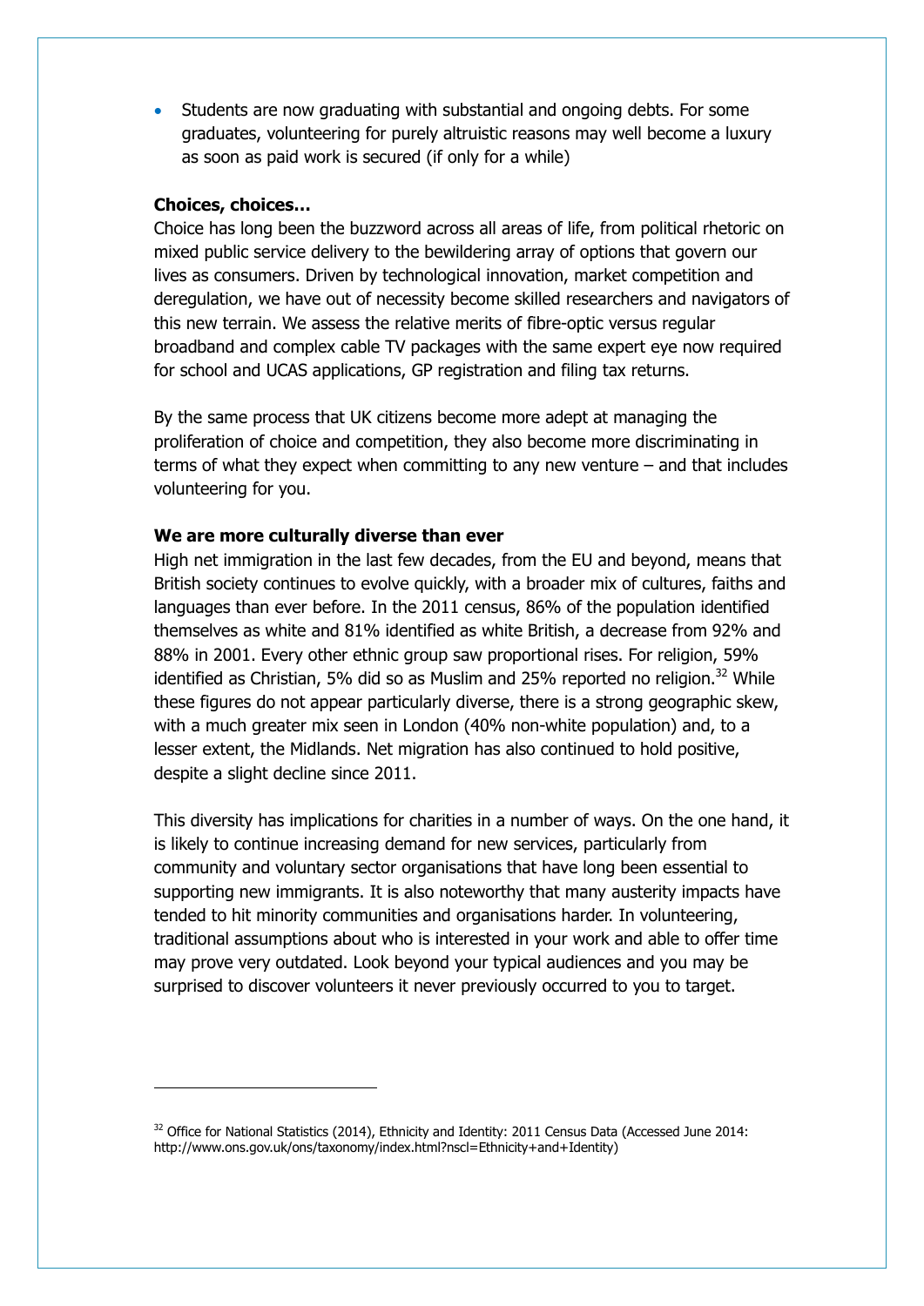- Students are now graduating with substantial and ongoing debts. For some graduates, volunteering for purely altruistic reasons may well become a luxury as soon as paid work is secured (if only for a while)

**Choices, choices…**

Choice has long been the buzzword across all areas of life, from political rhetoric on mixed public service delivery to the bewildering array of options that govern our lives as consumers. Driven by technological innovation, market competition and deregulation, we have out of necessity become skilled researchers and navigators of this new terrain. We assess the relative merits of fibre-optic versus regular broadband and complex cable TV packages with the same expert eye now required for school and UCAS applications, GP registration and filing tax returns.

By the same process that UK citizens become more adept at managing the proliferation of choice and competition, they also become more discriminating in terms of what they expect when committing to any new venture – and that includes volunteering for you.

**We are more culturally diverse than ever**

High net immigration in the last few decades, from the EU and beyond, means that British society continues to evolve quickly, with a broader mix of cultures, faiths and languages than ever before. In the 2011 census, 86% of the population identified themselves as white and 81% identified as white British, a decrease from 92% and 88% in 2001. Every other ethnic group saw proportional rises. For religion, 59% identified as Christian, 5% did so as Muslim and 25% reported no religion.[32] While these figures do not appear particularly diverse, there is a strong geographic skew, with a much greater mix seen in London (40% non-white population) and, to a lesser extent, the Midlands. Net migration has also continued to hold positive, despite a slight decline since 2011.

This diversity has implications for charities in a number of ways. On the one hand, it is likely to continue increasing demand for new services, particularly from community and voluntary sector organisations that have long been essential to supporting new immigrants. It is also noteworthy that many austerity impacts have tended to hit minority communities and organisations harder. In volunteering, traditional assumptions about who is interested in your work and able to offer time may prove very outdated. Look beyond your typical audiences and you may be surprised to discover volunteers it never previously occurred to you to target.

---

[32] Office for National Statistics (2014), Ethnicity and Identity: 2011 Census Data (Accessed June 2014: http://www.ons.gov.uk/ons/taxonomy/index.html?nscl=Ethnicity+and+Identity)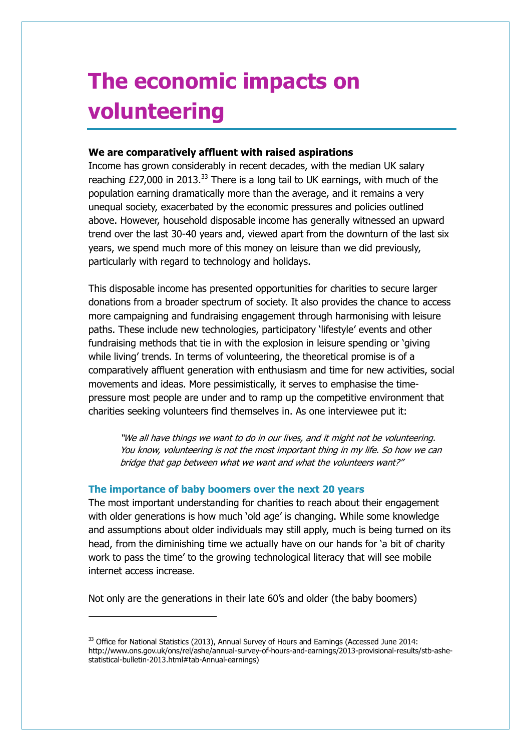# The economic impacts on volunteering

**We are comparatively affluent with raised aspirations**

Income has grown considerably in recent decades, with the median UK salary reaching £27,000 in 2013.[33] There is a long tail to UK earnings, with much of the population earning dramatically more than the average, and it remains a very unequal society, exacerbated by the economic pressures and policies outlined above. However, household disposable income has generally witnessed an upward trend over the last 30-40 years and, viewed apart from the downturn of the last six years, we spend much more of this money on leisure than we did previously, particularly with regard to technology and holidays.

This disposable income has presented opportunities for charities to secure larger donations from a broader spectrum of society. It also provides the chance to access more campaigning and fundraising engagement through harmonising with leisure paths. These include new technologies, participatory 'lifestyle' events and other fundraising methods that tie in with the explosion in leisure spending or 'giving while living' trends. In terms of volunteering, the theoretical promise is of a comparatively affluent generation with enthusiasm and time for new activities, social movements and ideas. More pessimistically, it serves to emphasise the time-pressure most people are under and to ramp up the competitive environment that charities seeking volunteers find themselves in. As one interviewee put it:

> *"We all have things we want to do in our lives, and it might not be volunteering. You know, volunteering is not the most important thing in my life. So how we can bridge that gap between what we want and what the volunteers want?"*

### The importance of baby boomers over the next 20 years

The most important understanding for charities to reach about their engagement with older generations is how much 'old age' is changing. While some knowledge and assumptions about older individuals may still apply, much is being turned on its head, from the diminishing time we actually have on our hands for 'a bit of charity work to pass the time' to the growing technological literacy that will see mobile internet access increase.

Not only are the generations in their late 60's and older (the baby boomers)

---

[33] Office for National Statistics (2013), Annual Survey of Hours and Earnings (Accessed June 2014: http://www.ons.gov.uk/ons/rel/ashe/annual-survey-of-hours-and-earnings/2013-provisional-results/stb-ashe-statistical-bulletin-2013.html#tab-Annual-earnings)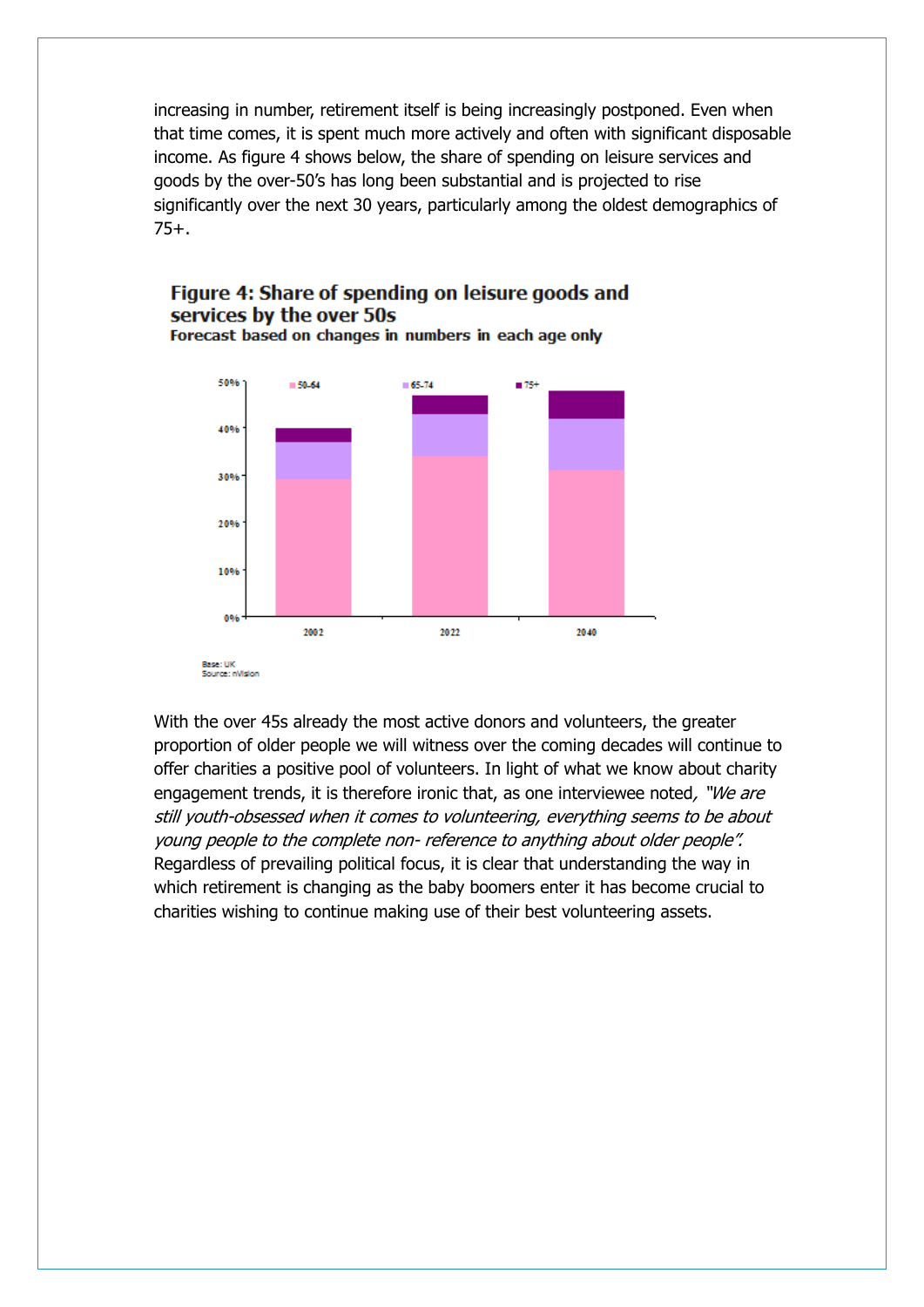increasing in number, retirement itself is being increasingly postponed. Even when that time comes, it is spent much more actively and often with significant disposable income. As figure 4 shows below, the share of spending on leisure services and goods by the over-50's has long been substantial and is projected to rise significantly over the next 30 years, particularly among the oldest demographics of 75+.

**Figure 4: Share of spending on leisure goods and services by the over 50s**
**Forecast based on changes in numbers in each age only**

Base: UK
Source: nVision

With the over 45s already the most active donors and volunteers, the greater proportion of older people we will witness over the coming decades will continue to offer charities a positive pool of volunteers. In light of what we know about charity engagement trends, it is therefore ironic that, as one interviewee noted, *"We are still youth-obsessed when it comes to volunteering, everything seems to be about young people to the complete non- reference to anything about older people".* Regardless of prevailing political focus, it is clear that understanding the way in which retirement is changing as the baby boomers enter it has become crucial to charities wishing to continue making use of their best volunteering assets.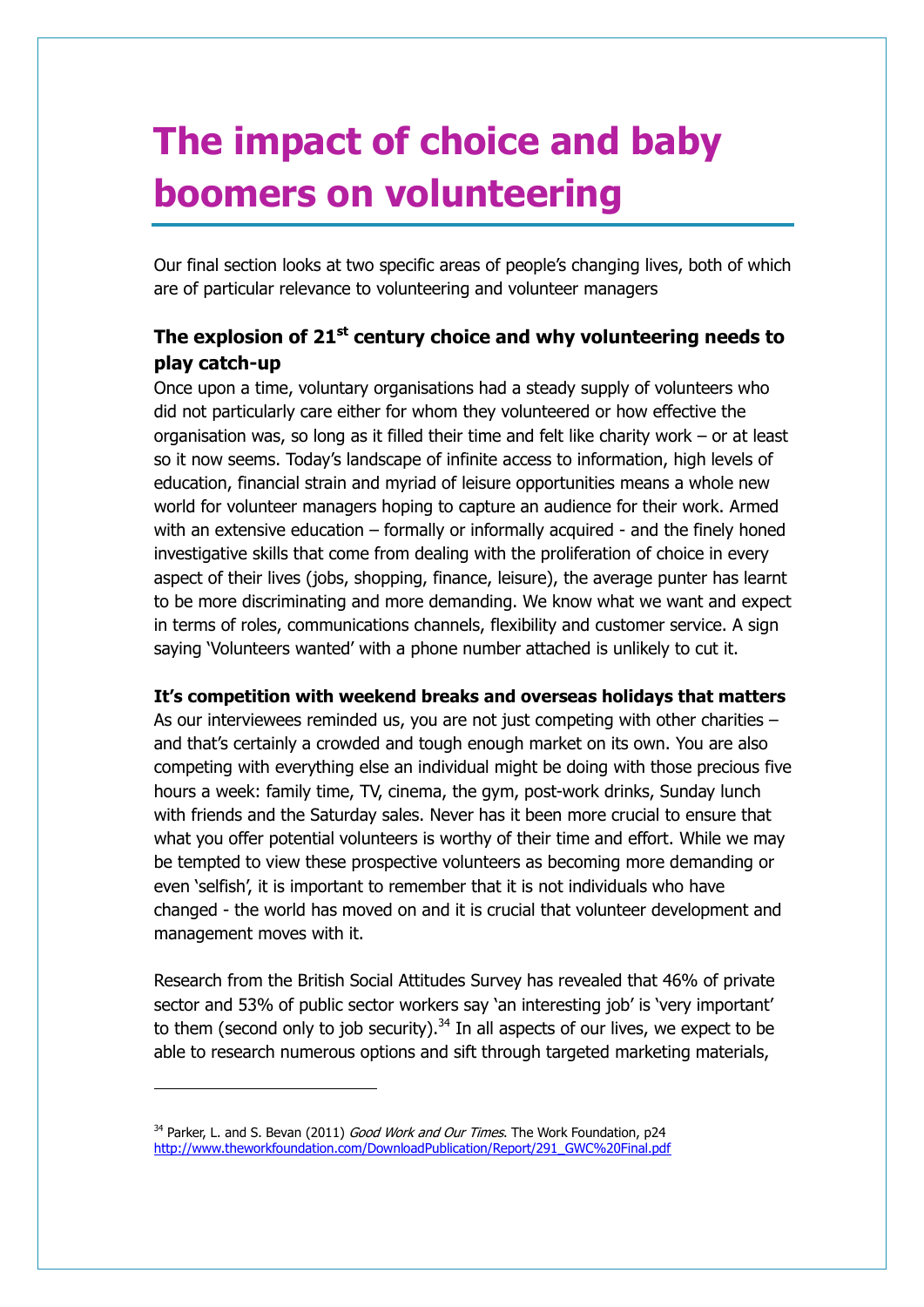# The impact of choice and baby boomers on volunteering

Our final section looks at two specific areas of people's changing lives, both of which are of particular relevance to volunteering and volunteer managers

### The explosion of 21st century choice and why volunteering needs to play catch-up

Once upon a time, voluntary organisations had a steady supply of volunteers who did not particularly care either for whom they volunteered or how effective the organisation was, so long as it filled their time and felt like charity work – or at least so it now seems. Today's landscape of infinite access to information, high levels of education, financial strain and myriad of leisure opportunities means a whole new world for volunteer managers hoping to capture an audience for their work. Armed with an extensive education – formally or informally acquired - and the finely honed investigative skills that come from dealing with the proliferation of choice in every aspect of their lives (jobs, shopping, finance, leisure), the average punter has learnt to be more discriminating and more demanding. We know what we want and expect in terms of roles, communications channels, flexibility and customer service. A sign saying 'Volunteers wanted' with a phone number attached is unlikely to cut it.

**It's competition with weekend breaks and overseas holidays that matters**

As our interviewees reminded us, you are not just competing with other charities – and that's certainly a crowded and tough enough market on its own. You are also competing with everything else an individual might be doing with those precious five hours a week: family time, TV, cinema, the gym, post-work drinks, Sunday lunch with friends and the Saturday sales. Never has it been more crucial to ensure that what you offer potential volunteers is worthy of their time and effort. While we may be tempted to view these prospective volunteers as becoming more demanding or even 'selfish', it is important to remember that it is not individuals who have changed - the world has moved on and it is crucial that volunteer development and management moves with it.

Research from the British Social Attitudes Survey has revealed that 46% of private sector and 53% of public sector workers say 'an interesting job' is 'very important' to them (second only to job security).[34] In all aspects of our lives, we expect to be able to research numerous options and sift through targeted marketing materials,

---

[34] Parker, L. and S. Bevan (2011) *Good Work and Our Times*. The Work Foundation, p24 http://www.theworkfoundation.com/DownloadPublication/Report/291_GWC%20Final.pdf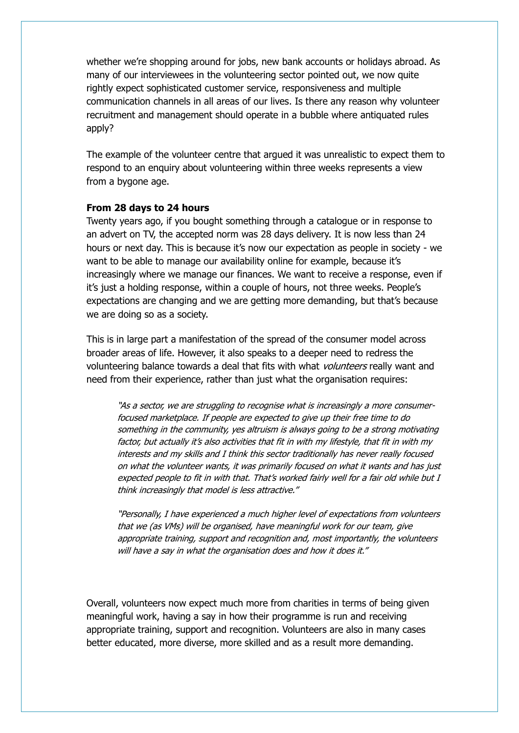whether we're shopping around for jobs, new bank accounts or holidays abroad. As many of our interviewees in the volunteering sector pointed out, we now quite rightly expect sophisticated customer service, responsiveness and multiple communication channels in all areas of our lives. Is there any reason why volunteer recruitment and management should operate in a bubble where antiquated rules apply?

The example of the volunteer centre that argued it was unrealistic to expect them to respond to an enquiry about volunteering within three weeks represents a view from a bygone age.

**From 28 days to 24 hours**

Twenty years ago, if you bought something through a catalogue or in response to an advert on TV, the accepted norm was 28 days delivery. It is now less than 24 hours or next day. This is because it's now our expectation as people in society - we want to be able to manage our availability online for example, because it's increasingly where we manage our finances. We want to receive a response, even if it's just a holding response, within a couple of hours, not three weeks. People's expectations are changing and we are getting more demanding, but that's because we are doing so as a society.

This is in large part a manifestation of the spread of the consumer model across broader areas of life. However, it also speaks to a deeper need to redress the volunteering balance towards a deal that fits with what *volunteers* really want and need from their experience, rather than just what the organisation requires:

> *"As a sector, we are struggling to recognise what is increasingly a more consumer-focused marketplace. If people are expected to give up their free time to do something in the community, yes altruism is always going to be a strong motivating factor, but actually it's also activities that fit in with my lifestyle, that fit in with my interests and my skills and I think this sector traditionally has never really focused on what the volunteer wants, it was primarily focused on what it wants and has just expected people to fit in with that. That's worked fairly well for a fair old while but I think increasingly that model is less attractive."*
>
> *"Personally, I have experienced a much higher level of expectations from volunteers that we (as VMs) will be organised, have meaningful work for our team, give appropriate training, support and recognition and, most importantly, the volunteers will have a say in what the organisation does and how it does it."*

Overall, volunteers now expect much more from charities in terms of being given meaningful work, having a say in how their programme is run and receiving appropriate training, support and recognition. Volunteers are also in many cases better educated, more diverse, more skilled and as a result more demanding.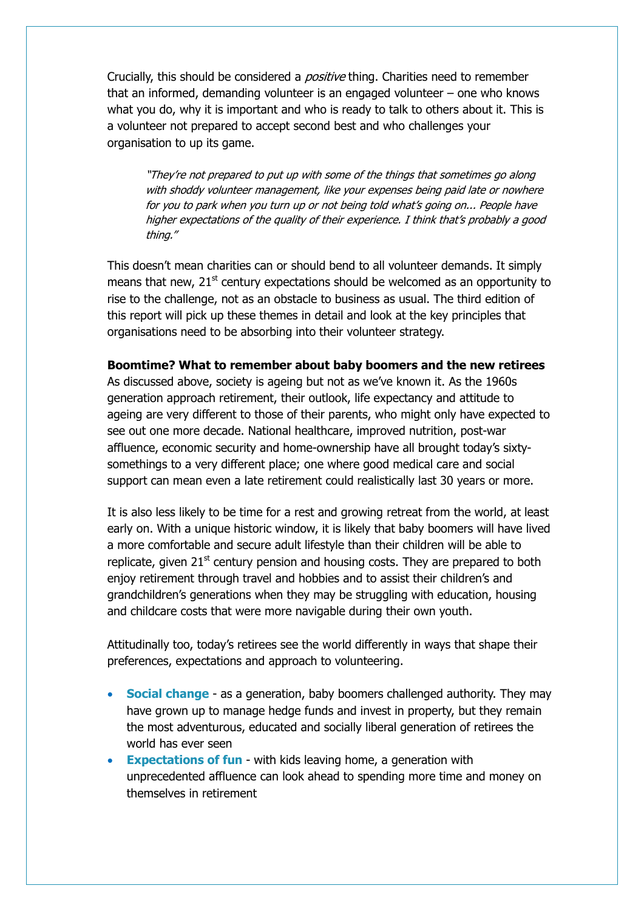Crucially, this should be considered a *positive* thing. Charities need to remember that an informed, demanding volunteer is an engaged volunteer – one who knows what you do, why it is important and who is ready to talk to others about it. This is a volunteer not prepared to accept second best and who challenges your organisation to up its game.

> *"They're not prepared to put up with some of the things that sometimes go along with shoddy volunteer management, like your expenses being paid late or nowhere for you to park when you turn up or not being told what's going on... People have higher expectations of the quality of their experience. I think that's probably a good thing."*

This doesn't mean charities can or should bend to all volunteer demands. It simply means that new, 21st century expectations should be welcomed as an opportunity to rise to the challenge, not as an obstacle to business as usual. The third edition of this report will pick up these themes in detail and look at the key principles that organisations need to be absorbing into their volunteer strategy.

**Boomtime? What to remember about baby boomers and the new retirees**

As discussed above, society is ageing but not as we've known it. As the 1960s generation approach retirement, their outlook, life expectancy and attitude to ageing are very different to those of their parents, who might only have expected to see out one more decade. National healthcare, improved nutrition, post-war affluence, economic security and home-ownership have all brought today's sixty-somethings to a very different place; one where good medical care and social support can mean even a late retirement could realistically last 30 years or more.

It is also less likely to be time for a rest and growing retreat from the world, at least early on. With a unique historic window, it is likely that baby boomers will have lived a more comfortable and secure adult lifestyle than their children will be able to replicate, given 21st century pension and housing costs. They are prepared to both enjoy retirement through travel and hobbies and to assist their children's and grandchildren's generations when they may be struggling with education, housing and childcare costs that were more navigable during their own youth.

Attitudinally too, today's retirees see the world differently in ways that shape their preferences, expectations and approach to volunteering.

- **Social change** - as a generation, baby boomers challenged authority. They may have grown up to manage hedge funds and invest in property, but they remain the most adventurous, educated and socially liberal generation of retirees the world has ever seen
- **Expectations of fun** - with kids leaving home, a generation with unprecedented affluence can look ahead to spending more time and money on themselves in retirement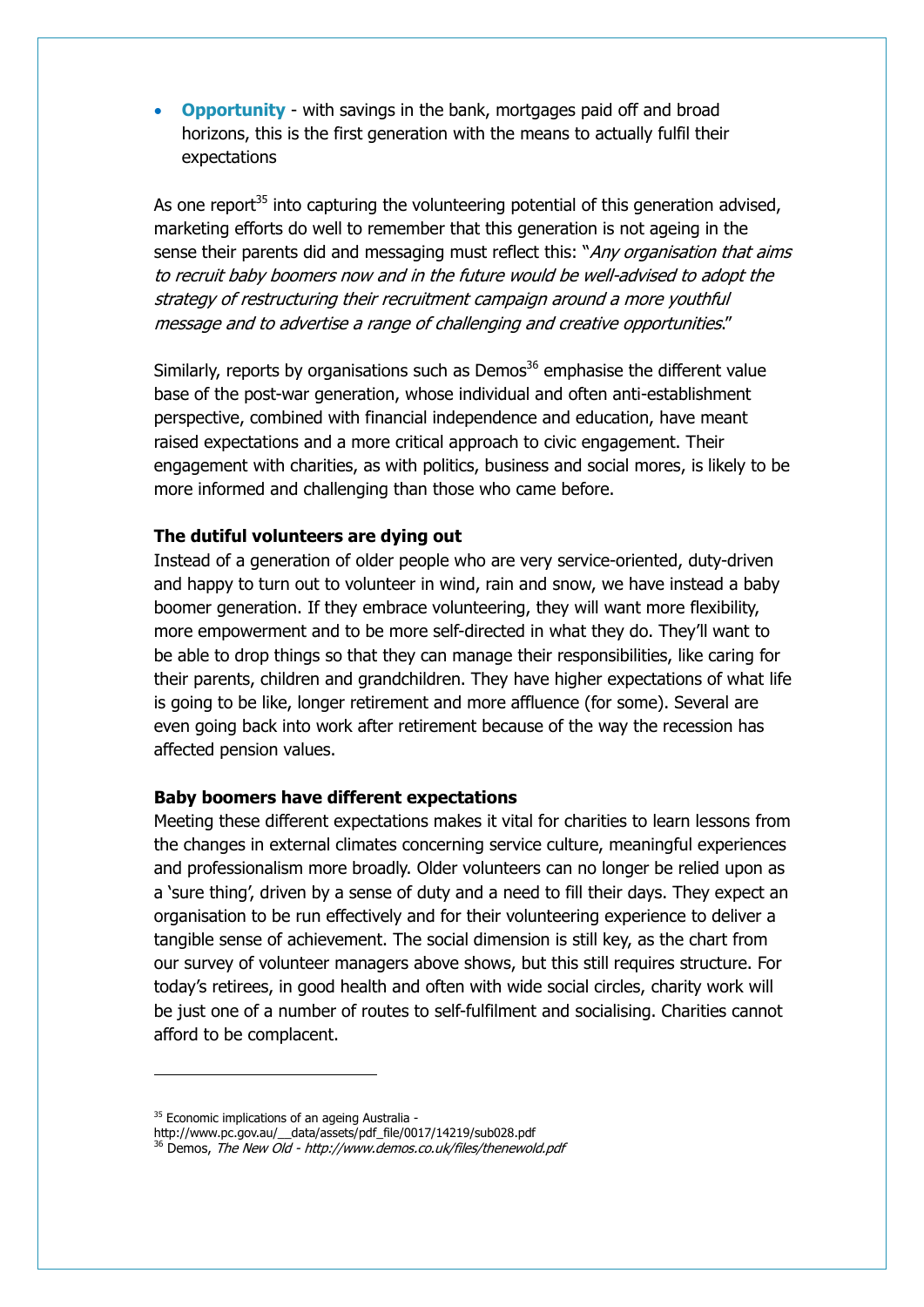- **Opportunity** - with savings in the bank, mortgages paid off and broad horizons, this is the first generation with the means to actually fulfil their expectations

As one report[35] into capturing the volunteering potential of this generation advised, marketing efforts do well to remember that this generation is not ageing in the sense their parents did and messaging must reflect this: "*Any organisation that aims to recruit baby boomers now and in the future would be well-advised to adopt the strategy of restructuring their recruitment campaign around a more youthful message and to advertise a range of challenging and creative opportunities*."

Similarly, reports by organisations such as Demos[36] emphasise the different value base of the post-war generation, whose individual and often anti-establishment perspective, combined with financial independence and education, have meant raised expectations and a more critical approach to civic engagement. Their engagement with charities, as with politics, business and social mores, is likely to be more informed and challenging than those who came before.

**The dutiful volunteers are dying out**

Instead of a generation of older people who are very service-oriented, duty-driven and happy to turn out to volunteer in wind, rain and snow, we have instead a baby boomer generation. If they embrace volunteering, they will want more flexibility, more empowerment and to be more self-directed in what they do. They'll want to be able to drop things so that they can manage their responsibilities, like caring for their parents, children and grandchildren. They have higher expectations of what life is going to be like, longer retirement and more affluence (for some). Several are even going back into work after retirement because of the way the recession has affected pension values.

**Baby boomers have different expectations**

Meeting these different expectations makes it vital for charities to learn lessons from the changes in external climates concerning service culture, meaningful experiences and professionalism more broadly. Older volunteers can no longer be relied upon as a 'sure thing', driven by a sense of duty and a need to fill their days. They expect an organisation to be run effectively and for their volunteering experience to deliver a tangible sense of achievement. The social dimension is still key, as the chart from our survey of volunteer managers above shows, but this still requires structure. For today's retirees, in good health and often with wide social circles, charity work will be just one of a number of routes to self-fulfilment and socialising. Charities cannot afford to be complacent.

---

[35] Economic implications of an ageing Australia - http://www.pc.gov.au/__data/assets/pdf_file/0017/14219/sub028.pdf

[36] Demos, *The New Old - http://www.demos.co.uk/files/thenewold.pdf*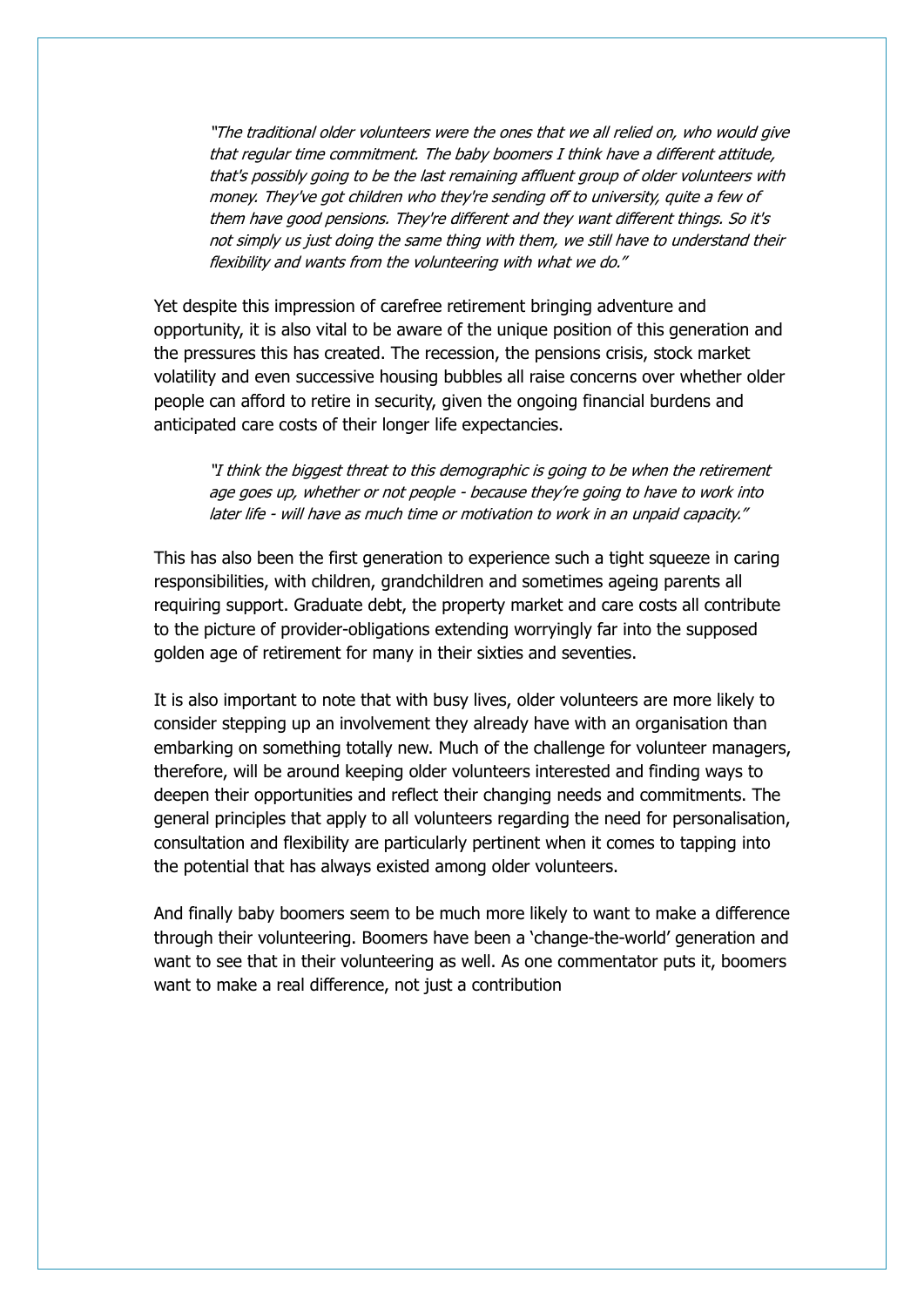> *"The traditional older volunteers were the ones that we all relied on, who would give that regular time commitment. The baby boomers I think have a different attitude, that's possibly going to be the last remaining affluent group of older volunteers with money. They've got children who they're sending off to university, quite a few of them have good pensions. They're different and they want different things. So it's not simply us just doing the same thing with them, we still have to understand their flexibility and wants from the volunteering with what we do."*

Yet despite this impression of carefree retirement bringing adventure and opportunity, it is also vital to be aware of the unique position of this generation and the pressures this has created. The recession, the pensions crisis, stock market volatility and even successive housing bubbles all raise concerns over whether older people can afford to retire in security, given the ongoing financial burdens and anticipated care costs of their longer life expectancies.

> *"I think the biggest threat to this demographic is going to be when the retirement age goes up, whether or not people - because they're going to have to work into later life - will have as much time or motivation to work in an unpaid capacity."*

This has also been the first generation to experience such a tight squeeze in caring responsibilities, with children, grandchildren and sometimes ageing parents all requiring support. Graduate debt, the property market and care costs all contribute to the picture of provider-obligations extending worryingly far into the supposed golden age of retirement for many in their sixties and seventies.

It is also important to note that with busy lives, older volunteers are more likely to consider stepping up an involvement they already have with an organisation than embarking on something totally new. Much of the challenge for volunteer managers, therefore, will be around keeping older volunteers interested and finding ways to deepen their opportunities and reflect their changing needs and commitments. The general principles that apply to all volunteers regarding the need for personalisation, consultation and flexibility are particularly pertinent when it comes to tapping into the potential that has always existed among older volunteers.

And finally baby boomers seem to be much more likely to want to make a difference through their volunteering. Boomers have been a 'change-the-world' generation and want to see that in their volunteering as well. As one commentator puts it, boomers want to make a real difference, not just a contribution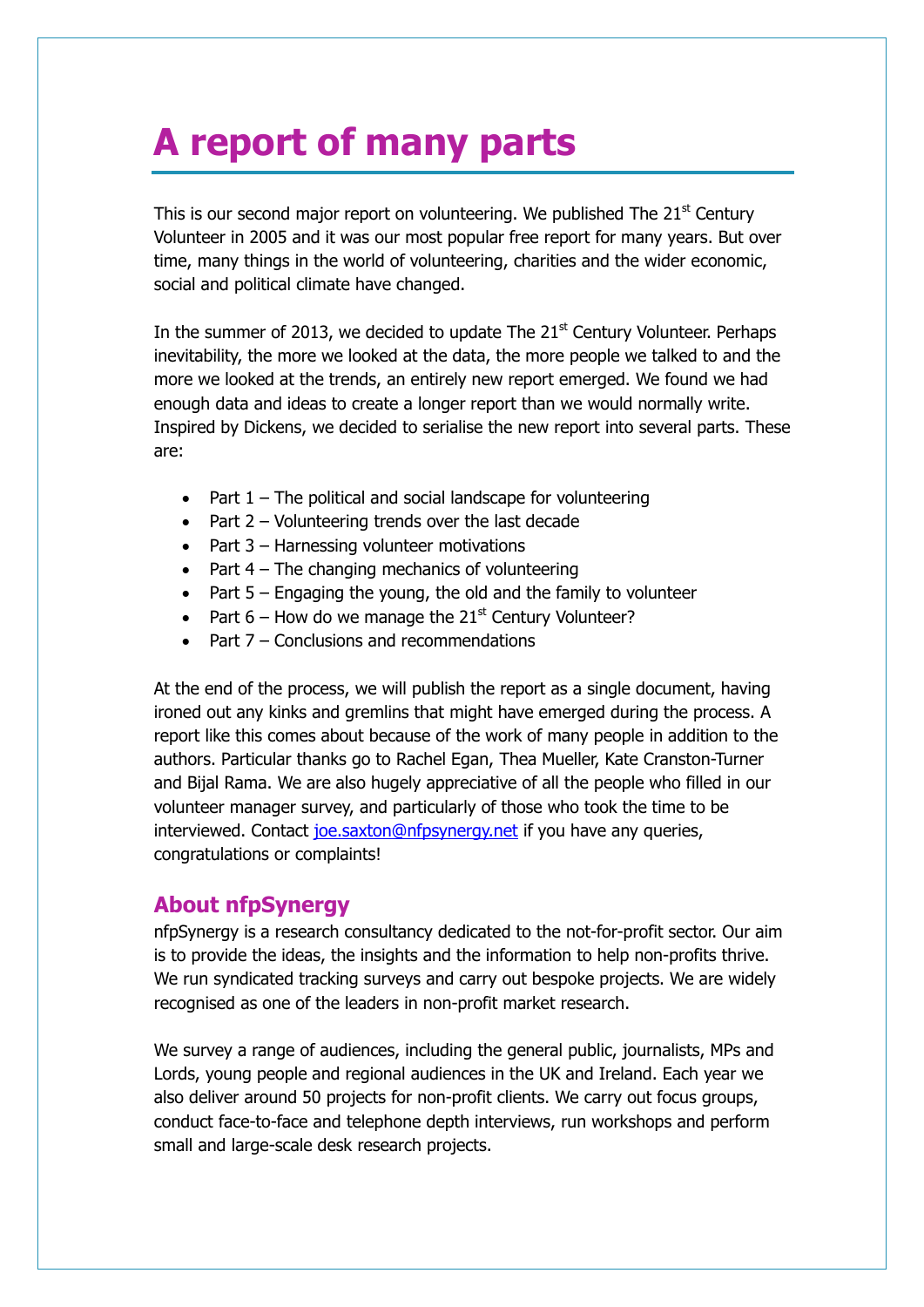# A report of many parts

This is our second major report on volunteering. We published The 21st Century Volunteer in 2005 and it was our most popular free report for many years. But over time, many things in the world of volunteering, charities and the wider economic, social and political climate have changed.

In the summer of 2013, we decided to update The 21st Century Volunteer. Perhaps inevitability, the more we looked at the data, the more people we talked to and the more we looked at the trends, an entirely new report emerged. We found we had enough data and ideas to create a longer report than we would normally write. Inspired by Dickens, we decided to serialise the new report into several parts. These are:

- Part 1 – The political and social landscape for volunteering
- Part 2 – Volunteering trends over the last decade
- Part 3 – Harnessing volunteer motivations
- Part 4 – The changing mechanics of volunteering
- Part 5 – Engaging the young, the old and the family to volunteer
- Part 6 – How do we manage the 21st Century Volunteer?
- Part 7 – Conclusions and recommendations

At the end of the process, we will publish the report as a single document, having ironed out any kinks and gremlins that might have emerged during the process. A report like this comes about because of the work of many people in addition to the authors. Particular thanks go to Rachel Egan, Thea Mueller, Kate Cranston-Turner and Bijal Rama. We are also hugely appreciative of all the people who filled in our volunteer manager survey, and particularly of those who took the time to be interviewed. Contact joe.saxton@nfpsynergy.net if you have any queries, congratulations or complaints!

## About nfpSynergy

nfpSynergy is a research consultancy dedicated to the not-for-profit sector. Our aim is to provide the ideas, the insights and the information to help non-profits thrive. We run syndicated tracking surveys and carry out bespoke projects. We are widely recognised as one of the leaders in non-profit market research.

We survey a range of audiences, including the general public, journalists, MPs and Lords, young people and regional audiences in the UK and Ireland. Each year we also deliver around 50 projects for non-profit clients. We carry out focus groups, conduct face-to-face and telephone depth interviews, run workshops and perform small and large-scale desk research projects.